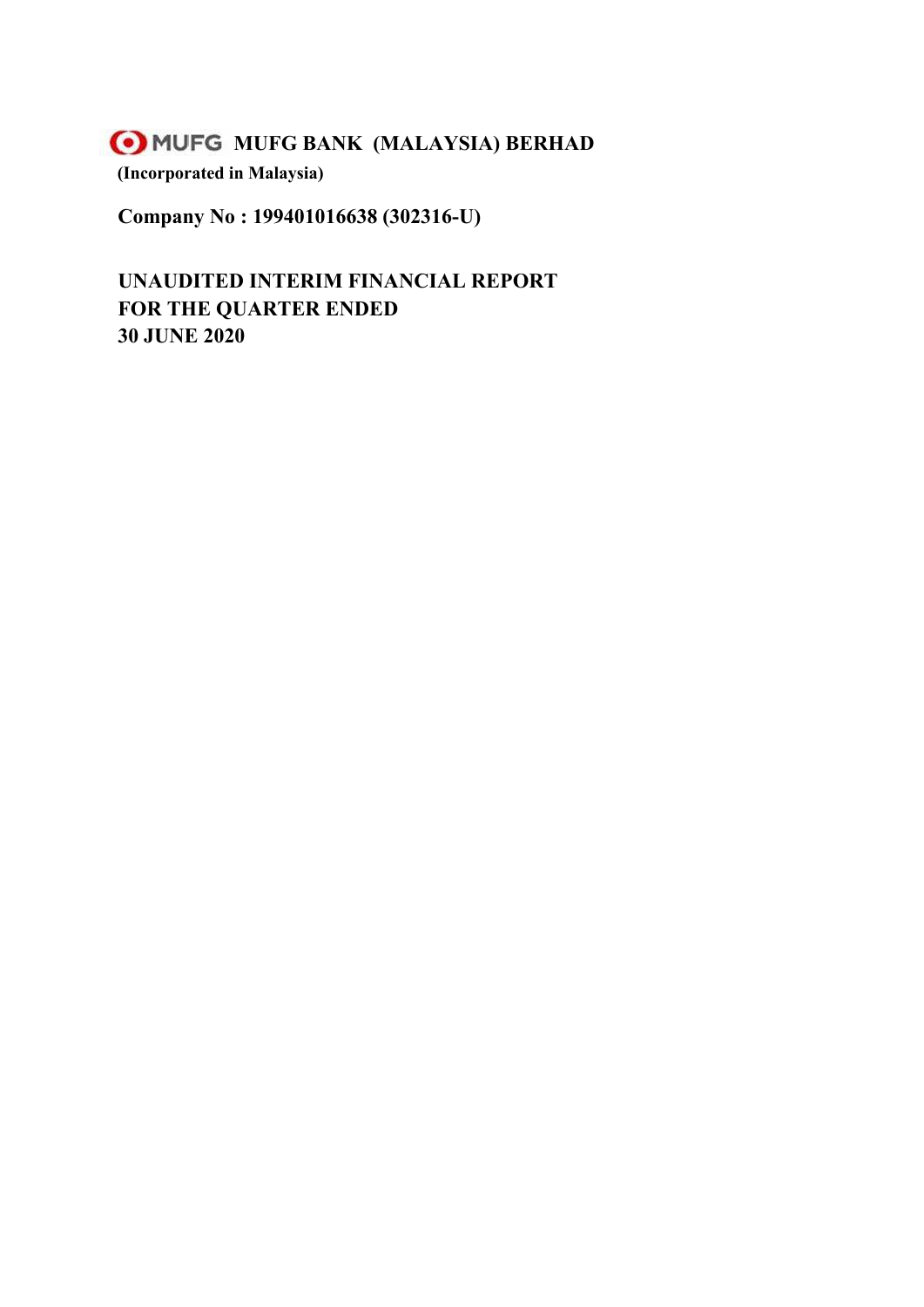# MUFG BANK (MALAYSIA) BERHAD

**(Incorporated in Malaysia)**

**Company No : 199401016638 (302316-U)**

## UNAUDITED INTERIM FINANCIAL REPORT
## FOR THE QUARTER ENDED
## 30 JUNE 2020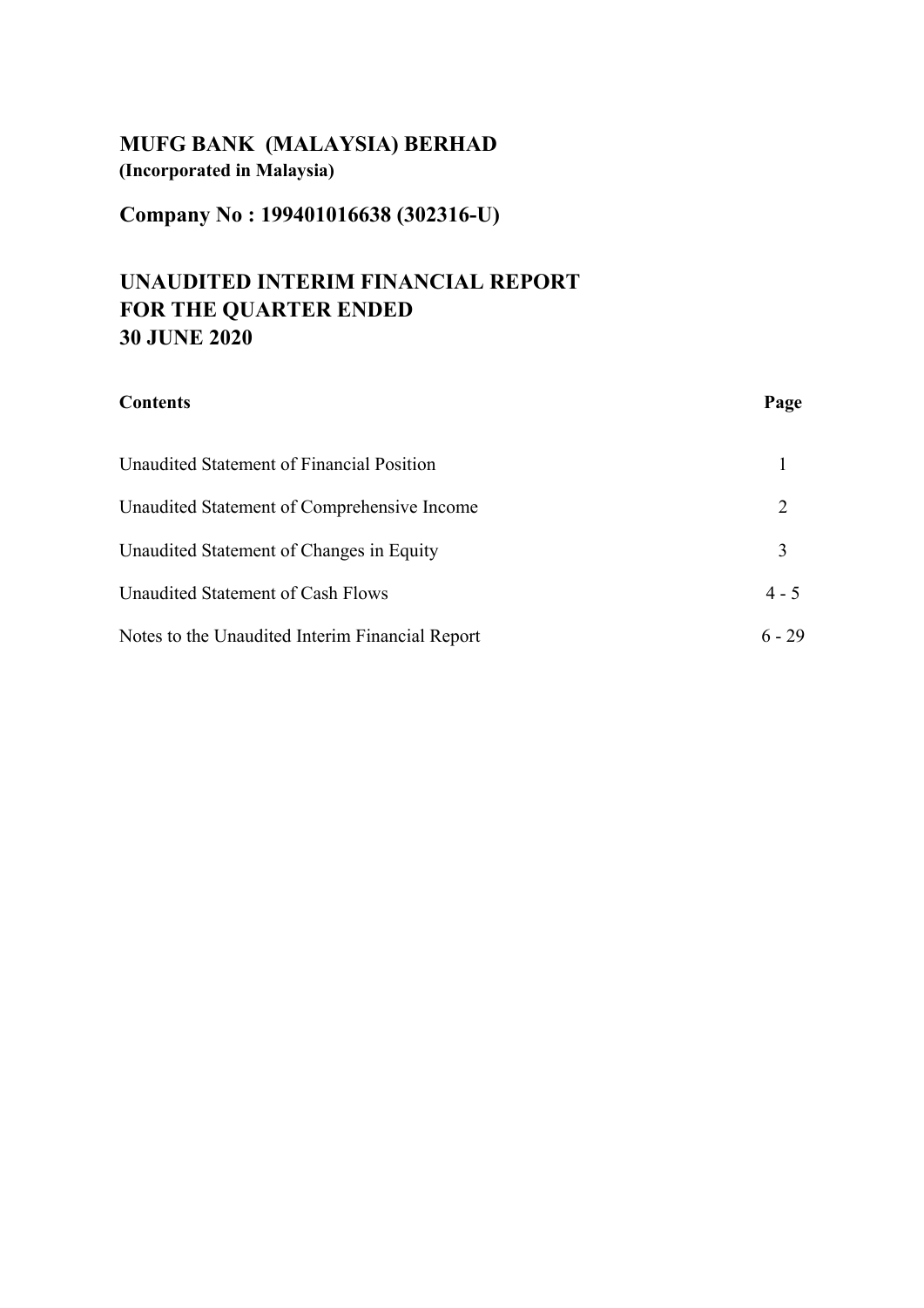# MUFG BANK (MALAYSIA) BERHAD

**(Incorporated in Malaysia)**

## Company No : 199401016638 (302316-U)

## UNAUDITED INTERIM FINANCIAL REPORT FOR THE QUARTER ENDED 30 JUNE 2020

| Contents | Page |
|---|---|
| Unaudited Statement of Financial Position | 1 |
| Unaudited Statement of Comprehensive Income | 2 |
| Unaudited Statement of Changes in Equity | 3 |
| Unaudited Statement of Cash Flows | 4 - 5 |
| Notes to the Unaudited Interim Financial Report | 6 - 29 |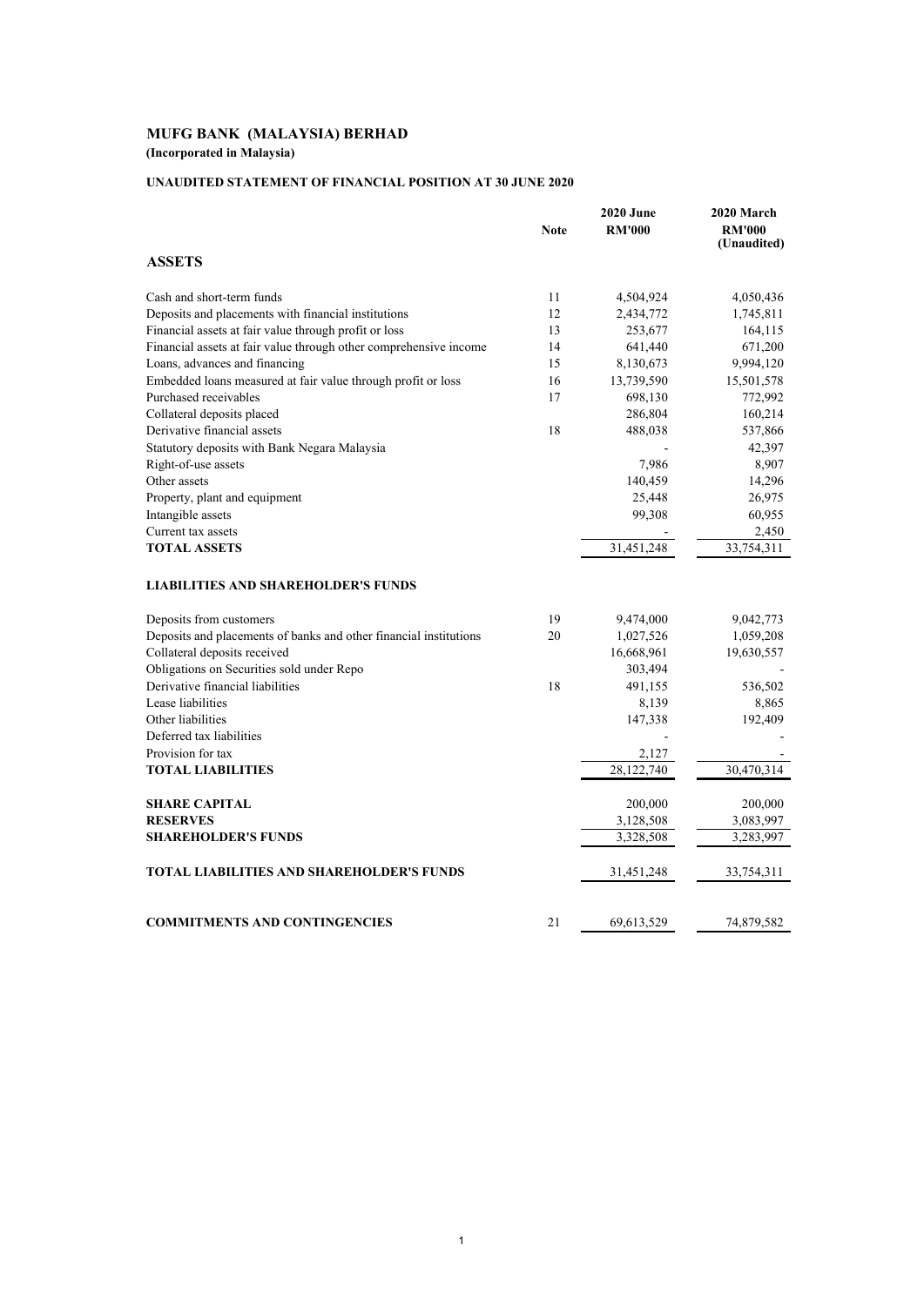# MUFG BANK (MALAYSIA) BERHAD

**(Incorporated in Malaysia)**

**UNAUDITED STATEMENT OF FINANCIAL POSITION AT 30 JUNE 2020**

| | Note | 2020 June RM'000 | 2020 March RM'000 (Unaudited) |
|---|---|---|---|
| **ASSETS** | | | |
| Cash and short-term funds | 11 | 4,504,924 | 4,050,436 |
| Deposits and placements with financial institutions | 12 | 2,434,772 | 1,745,811 |
| Financial assets at fair value through profit or loss | 13 | 253,677 | 164,115 |
| Financial assets at fair value through other comprehensive income | 14 | 641,440 | 671,200 |
| Loans, advances and financing | 15 | 8,130,673 | 9,994,120 |
| Embedded loans measured at fair value through profit or loss | 16 | 13,739,590 | 15,501,578 |
| Purchased receivables | 17 | 698,130 | 772,992 |
| Collateral deposits placed | | 286,804 | 160,214 |
| Derivative financial assets | 18 | 488,038 | 537,866 |
| Statutory deposits with Bank Negara Malaysia | | - | 42,397 |
| Right-of-use assets | | 7,986 | 8,907 |
| Other assets | | 140,459 | 14,296 |
| Property, plant and equipment | | 25,448 | 26,975 |
| Intangible assets | | 99,308 | 60,955 |
| Current tax assets | | - | 2,450 |
| **TOTAL ASSETS** | | 31,451,248 | 33,754,311 |
| **LIABILITIES AND SHAREHOLDER'S FUNDS** | | | |
| Deposits from customers | 19 | 9,474,000 | 9,042,773 |
| Deposits and placements of banks and other financial institutions | 20 | 1,027,526 | 1,059,208 |
| Collateral deposits received | | 16,668,961 | 19,630,557 |
| Obligations on Securities sold under Repo | | 303,494 | - |
| Derivative financial liabilities | 18 | 491,155 | 536,502 |
| Lease liabilities | | 8,139 | 8,865 |
| Other liabilities | | 147,338 | 192,409 |
| Deferred tax liabilities | | - | - |
| Provision for tax | | 2,127 | - |
| **TOTAL LIABILITIES** | | 28,122,740 | 30,470,314 |
| **SHARE CAPITAL** | | 200,000 | 200,000 |
| **RESERVES** | | 3,128,508 | 3,083,997 |
| **SHAREHOLDER'S FUNDS** | | 3,328,508 | 3,283,997 |
| **TOTAL LIABILITIES AND SHAREHOLDER'S FUNDS** | | 31,451,248 | 33,754,311 |
| **COMMITMENTS AND CONTINGENCIES** | 21 | 69,613,529 | 74,879,582 |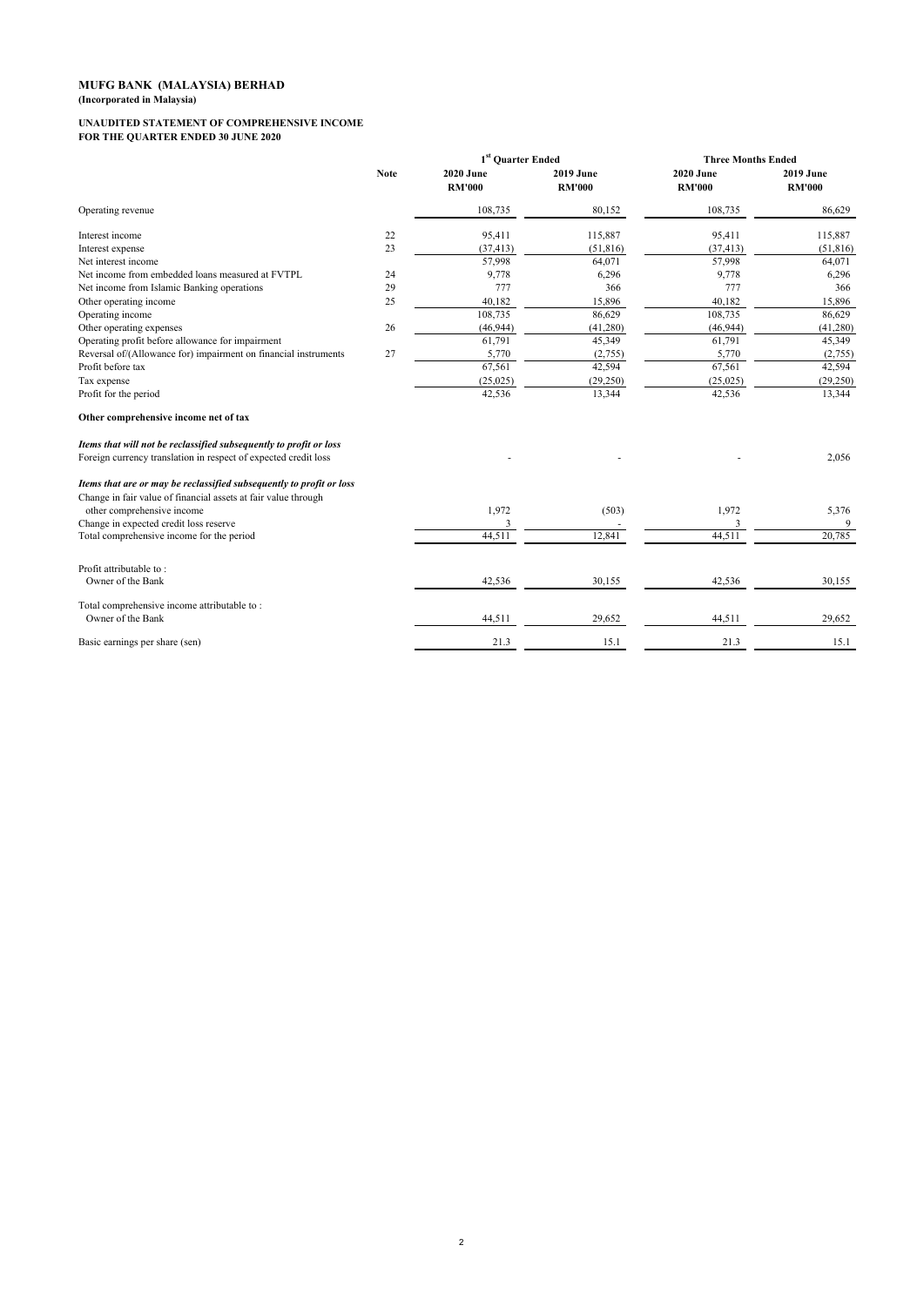**MUFG BANK (MALAYSIA) BERHAD**
**(Incorporated in Malaysia)**

**UNAUDITED STATEMENT OF COMPREHENSIVE INCOME**
**FOR THE QUARTER ENDED 30 JUNE 2020**

| | Note | 1st Quarter Ended | | Three Months Ended | |
|---|---|---|---|---|---|
| | | **2020 June RM'000** | **2019 June RM'000** | **2020 June RM'000** | **2019 June RM'000** |
| Operating revenue | | 108,735 | 80,152 | 108,735 | 86,629 |
| Interest income | 22 | 95,411 | 115,887 | 95,411 | 115,887 |
| Interest expense | 23 | (37,413) | (51,816) | (37,413) | (51,816) |
| Net interest income | | 57,998 | 64,071 | 57,998 | 64,071 |
| Net income from embedded loans measured at FVTPL | 24 | 9,778 | 6,296 | 9,778 | 6,296 |
| Net income from Islamic Banking operations | 29 | 777 | 366 | 777 | 366 |
| Other operating income | 25 | 40,182 | 15,896 | 40,182 | 15,896 |
| Operating income | | 108,735 | 86,629 | 108,735 | 86,629 |
| Other operating expenses | 26 | (46,944) | (41,280) | (46,944) | (41,280) |
| Operating profit before allowance for impairment | | 61,791 | 45,349 | 61,791 | 45,349 |
| Reversal of/(Allowance for) impairment on financial instruments | 27 | 5,770 | (2,755) | 5,770 | (2,755) |
| Profit before tax | | 67,561 | 42,594 | 67,561 | 42,594 |
| Tax expense | | (25,025) | (29,250) | (25,025) | (29,250) |
| Profit for the period | | 42,536 | 13,344 | 42,536 | 13,344 |
| **Other comprehensive income net of tax** | | | | | |
| ***Items that will not be reclassified subsequently to profit or loss*** | | | | | |
| Foreign currency translation in respect of expected credit loss | | - | - | - | 2,056 |
| ***Items that are or may be reclassified subsequently to profit or loss*** | | | | | |
| Change in fair value of financial assets at fair value through other comprehensive income | | 1,972 | (503) | 1,972 | 5,376 |
| Change in expected credit loss reserve | | 3 | - | 3 | 9 |
| Total comprehensive income for the period | | 44,511 | 12,841 | 44,511 | 20,785 |
| Profit attributable to : | | | | | |
| Owner of the Bank | | 42,536 | 30,155 | 42,536 | 30,155 |
| Total comprehensive income attributable to : | | | | | |
| Owner of the Bank | | 44,511 | 29,652 | 44,511 | 29,652 |
| Basic earnings per share (sen) | | 21.3 | 15.1 | 21.3 | 15.1 |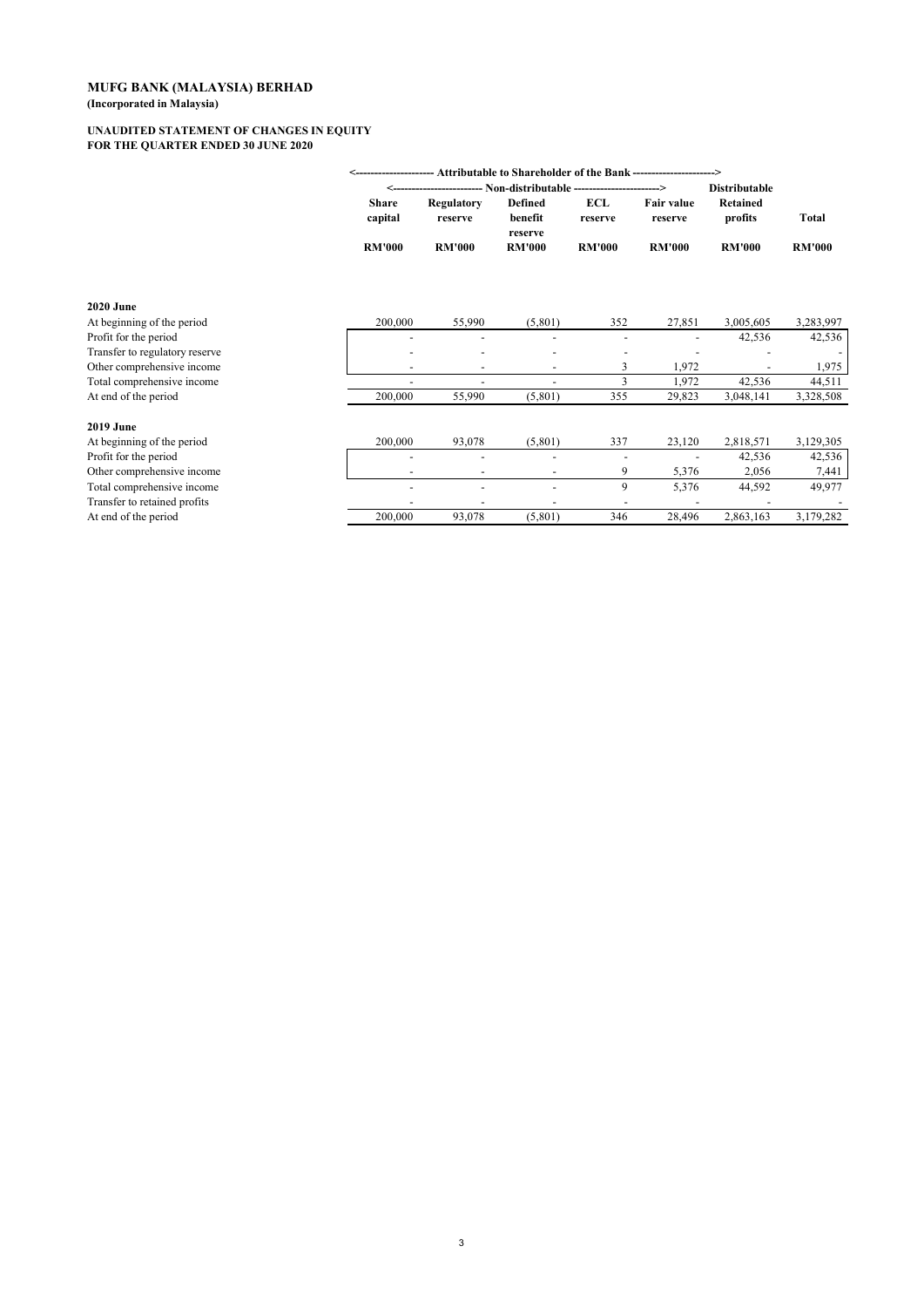**MUFG BANK (MALAYSIA) BERHAD**
**(Incorporated in Malaysia)**

**UNAUDITED STATEMENT OF CHANGES IN EQUITY**
**FOR THE QUARTER ENDED 30 JUNE 2020**

| | Attributable to Shareholder of the Bank | | | | | | |
|---|---|---|---|---|---|---|---|
| | Non-distributable | | | | | Distributable | |
| | Share capital | Regulatory reserve | Defined benefit reserve | ECL reserve | Fair value reserve | Retained profits | Total |
| | RM'000 | RM'000 | RM'000 | RM'000 | RM'000 | RM'000 | RM'000 |
| **2020 June** | | | | | | | |
| At beginning of the period | 200,000 | 55,990 | (5,801) | 352 | 27,851 | 3,005,605 | 3,283,997 |
| Profit for the period | - | - | - | - | - | 42,536 | 42,536 |
| Transfer to regulatory reserve | - | - | - | - | - | - | - |
| Other comprehensive income | - | - | - | 3 | 1,972 | - | 1,975 |
| Total comprehensive income | - | - | - | 3 | 1,972 | 42,536 | 44,511 |
| At end of the period | 200,000 | 55,990 | (5,801) | 355 | 29,823 | 3,048,141 | 3,328,508 |
| **2019 June** | | | | | | | |
| At beginning of the period | 200,000 | 93,078 | (5,801) | 337 | 23,120 | 2,818,571 | 3,129,305 |
| Profit for the period | - | - | - | - | - | 42,536 | 42,536 |
| Other comprehensive income | - | - | - | 9 | 5,376 | 2,056 | 7,441 |
| Total comprehensive income | - | - | - | 9 | 5,376 | 44,592 | 49,977 |
| Transfer to retained profits | - | - | - | - | - | - | - |
| At end of the period | 200,000 | 93,078 | (5,801) | 346 | 28,496 | 2,863,163 | 3,179,282 |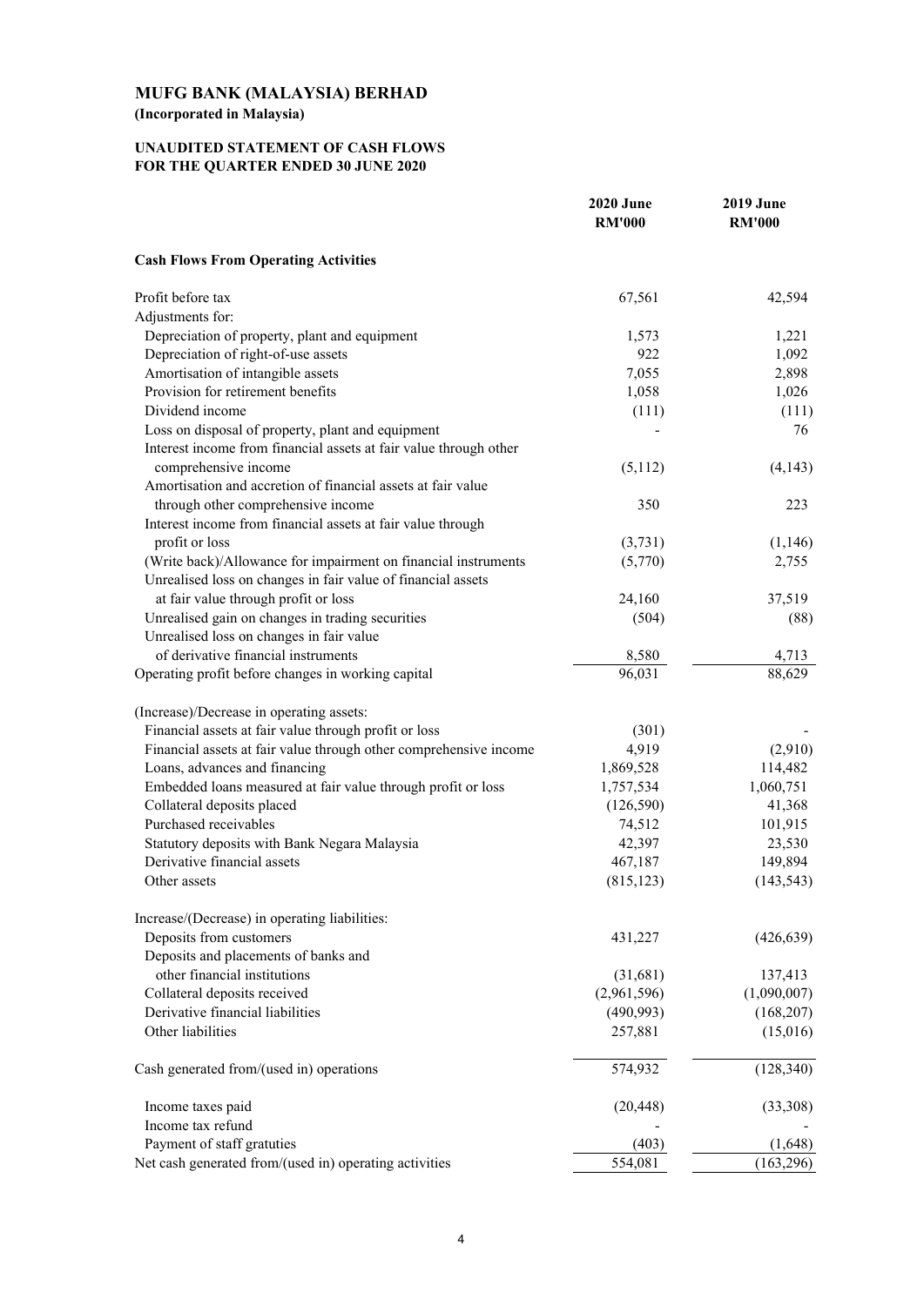# MUFG BANK (MALAYSIA) BERHAD

**(Incorporated in Malaysia)**

## UNAUDITED STATEMENT OF CASH FLOWS FOR THE QUARTER ENDED 30 JUNE 2020

| | 2020 June RM'000 | 2019 June RM'000 |
|---|---|---|
| **Cash Flows From Operating Activities** | | |
| Profit before tax | 67,561 | 42,594 |
| Adjustments for: | | |
| Depreciation of property, plant and equipment | 1,573 | 1,221 |
| Depreciation of right-of-use assets | 922 | 1,092 |
| Amortisation of intangible assets | 7,055 | 2,898 |
| Provision for retirement benefits | 1,058 | 1,026 |
| Dividend income | (111) | (111) |
| Loss on disposal of property, plant and equipment | - | 76 |
| Interest income from financial assets at fair value through other comprehensive income | (5,112) | (4,143) |
| Amortisation and accretion of financial assets at fair value through other comprehensive income | 350 | 223 |
| Interest income from financial assets at fair value through profit or loss | (3,731) | (1,146) |
| (Write back)/Allowance for impairment on financial instruments | (5,770) | 2,755 |
| Unrealised loss on changes in fair value of financial assets at fair value through profit or loss | 24,160 | 37,519 |
| Unrealised gain on changes in trading securities | (504) | (88) |
| Unrealised loss on changes in fair value of derivative financial instruments | 8,580 | 4,713 |
| Operating profit before changes in working capital | 96,031 | 88,629 |
| (Increase)/Decrease in operating assets: | | |
| Financial assets at fair value through profit or loss | (301) | - |
| Financial assets at fair value through other comprehensive income | 4,919 | (2,910) |
| Loans, advances and financing | 1,869,528 | 114,482 |
| Embedded loans measured at fair value through profit or loss | 1,757,534 | 1,060,751 |
| Collateral deposits placed | (126,590) | 41,368 |
| Purchased receivables | 74,512 | 101,915 |
| Statutory deposits with Bank Negara Malaysia | 42,397 | 23,530 |
| Derivative financial assets | 467,187 | 149,894 |
| Other assets | (815,123) | (143,543) |
| Increase/(Decrease) in operating liabilities: | | |
| Deposits from customers | 431,227 | (426,639) |
| Deposits and placements of banks and other financial institutions | (31,681) | 137,413 |
| Collateral deposits received | (2,961,596) | (1,090,007) |
| Derivative financial liabilities | (490,993) | (168,207) |
| Other liabilities | 257,881 | (15,016) |
| Cash generated from/(used in) operations | 574,932 | (128,340) |
| Income taxes paid | (20,448) | (33,308) |
| Income tax refund | - | - |
| Payment of staff gratuties | (403) | (1,648) |
| Net cash generated from/(used in) operating activities | 554,081 | (163,296) |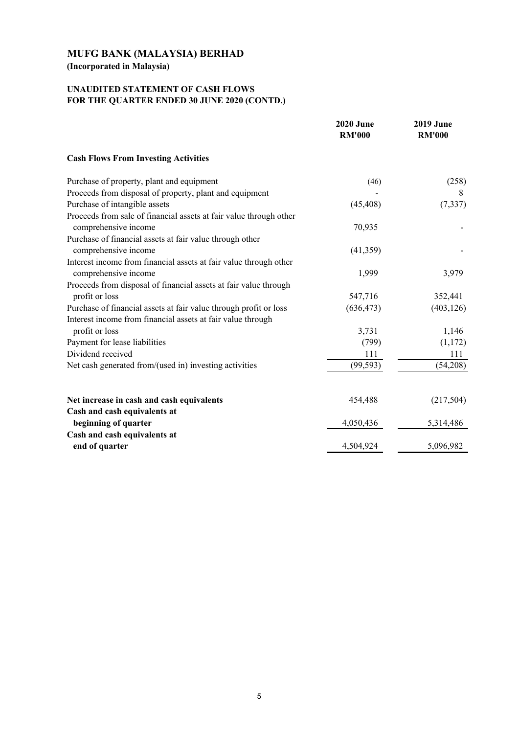# MUFG BANK (MALAYSIA) BERHAD

**(Incorporated in Malaysia)**

## UNAUDITED STATEMENT OF CASH FLOWS FOR THE QUARTER ENDED 30 JUNE 2020 (CONTD.)

| | 2020 June RM'000 | 2019 June RM'000 |
|---|---|---|
| **Cash Flows From Investing Activities** | | |
| Purchase of property, plant and equipment | (46) | (258) |
| Proceeds from disposal of property, plant and equipment | - | 8 |
| Purchase of intangible assets | (45,408) | (7,337) |
| Proceeds from sale of financial assets at fair value through other comprehensive income | 70,935 | - |
| Purchase of financial assets at fair value through other comprehensive income | (41,359) | - |
| Interest income from financial assets at fair value through other comprehensive income | 1,999 | 3,979 |
| Proceeds from disposal of financial assets at fair value through profit or loss | 547,716 | 352,441 |
| Purchase of financial assets at fair value through profit or loss | (636,473) | (403,126) |
| Interest income from financial assets at fair value through profit or loss | 3,731 | 1,146 |
| Payment for lease liabilities | (799) | (1,172) |
| Dividend received | 111 | 111 |
| Net cash generated from/(used in) investing activities | (99,593) | (54,208) |
| | | |
| **Net increase in cash and cash equivalents** | 454,488 | (217,504) |
| **Cash and cash equivalents at beginning of quarter** | 4,050,436 | 5,314,486 |
| **Cash and cash equivalents at end of quarter** | 4,504,924 | 5,096,982 |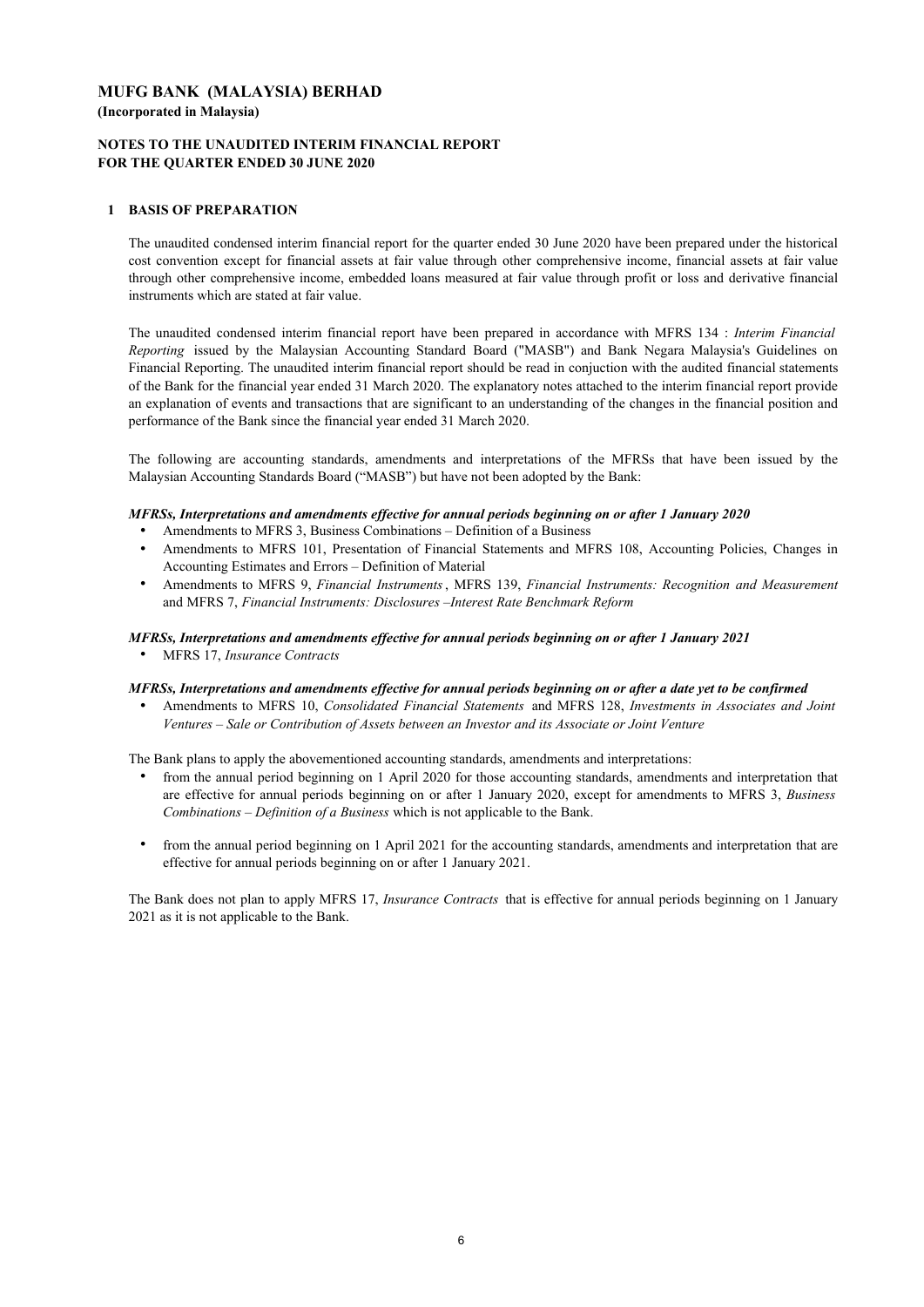# MUFG BANK (MALAYSIA) BERHAD

**(Incorporated in Malaysia)**

**NOTES TO THE UNAUDITED INTERIM FINANCIAL REPORT**
**FOR THE QUARTER ENDED 30 JUNE 2020**

## 1 BASIS OF PREPARATION

The unaudited condensed interim financial report for the quarter ended 30 June 2020 have been prepared under the historical cost convention except for financial assets at fair value through other comprehensive income, financial assets at fair value through other comprehensive income, embedded loans measured at fair value through profit or loss and derivative financial instruments which are stated at fair value.

The unaudited condensed interim financial report have been prepared in accordance with MFRS 134 : *Interim Financial Reporting* issued by the Malaysian Accounting Standard Board ("MASB") and Bank Negara Malaysia's Guidelines on Financial Reporting. The unaudited interim financial report should be read in conjuction with the audited financial statements of the Bank for the financial year ended 31 March 2020. The explanatory notes attached to the interim financial report provide an explanation of events and transactions that are significant to an understanding of the changes in the financial position and performance of the Bank since the financial year ended 31 March 2020.

The following are accounting standards, amendments and interpretations of the MFRSs that have been issued by the Malaysian Accounting Standards Board ("MASB") but have not been adopted by the Bank:

***MFRSs, Interpretations and amendments effective for annual periods beginning on or after 1 January 2020***

- Amendments to MFRS 3, Business Combinations – Definition of a Business
- Amendments to MFRS 101, Presentation of Financial Statements and MFRS 108, Accounting Policies, Changes in Accounting Estimates and Errors – Definition of Material
- Amendments to MFRS 9, *Financial Instruments*, MFRS 139, *Financial Instruments: Recognition and Measurement* and MFRS 7, *Financial Instruments: Disclosures –Interest Rate Benchmark Reform*

***MFRSs, Interpretations and amendments effective for annual periods beginning on or after 1 January 2021***

- MFRS 17, *Insurance Contracts*

***MFRSs, Interpretations and amendments effective for annual periods beginning on or after a date yet to be confirmed***

- Amendments to MFRS 10, *Consolidated Financial Statements* and MFRS 128, *Investments in Associates and Joint Ventures – Sale or Contribution of Assets between an Investor and its Associate or Joint Venture*

The Bank plans to apply the abovementioned accounting standards, amendments and interpretations:

- from the annual period beginning on 1 April 2020 for those accounting standards, amendments and interpretation that are effective for annual periods beginning on or after 1 January 2020, except for amendments to MFRS 3, *Business Combinations – Definition of a Business* which is not applicable to the Bank.
- from the annual period beginning on 1 April 2021 for the accounting standards, amendments and interpretation that are effective for annual periods beginning on or after 1 January 2021.

The Bank does not plan to apply MFRS 17, *Insurance Contracts* that is effective for annual periods beginning on 1 January 2021 as it is not applicable to the Bank.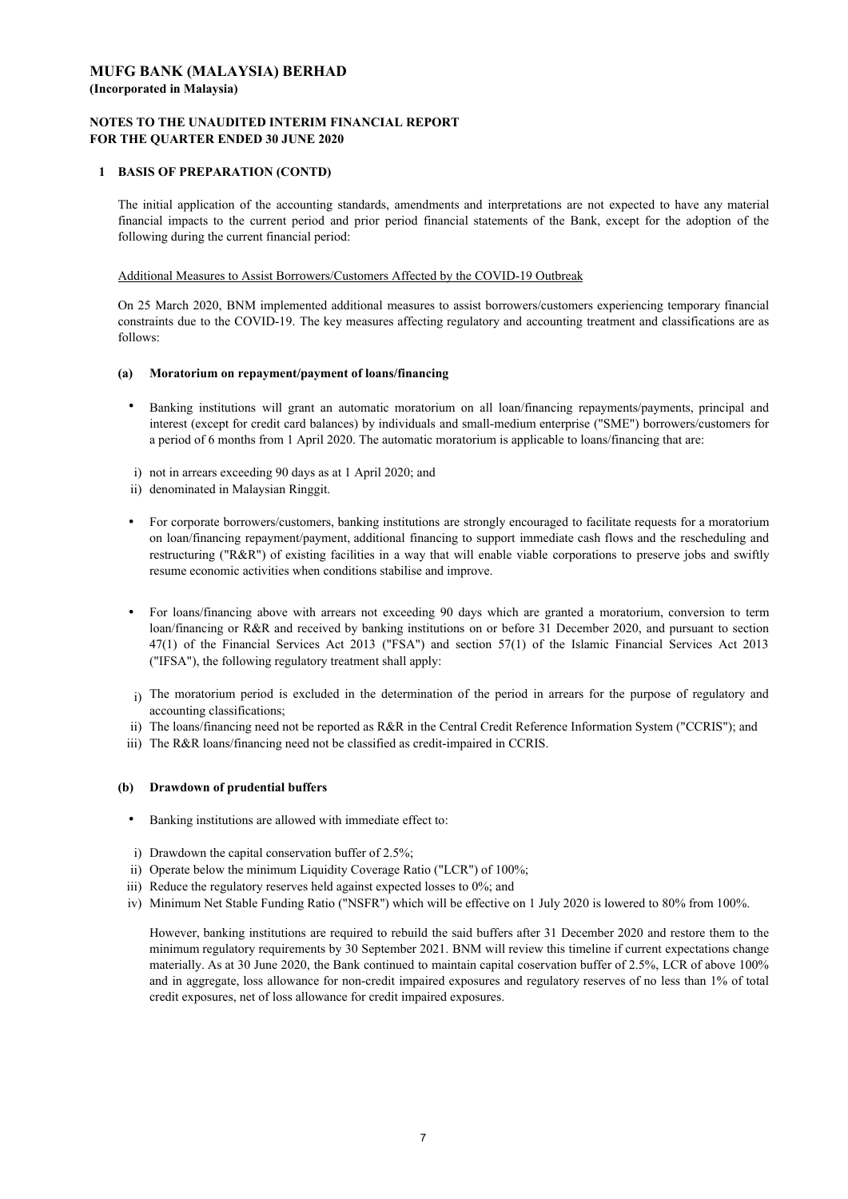**MUFG BANK (MALAYSIA) BERHAD**
**(Incorporated in Malaysia)**

**NOTES TO THE UNAUDITED INTERIM FINANCIAL REPORT**
**FOR THE QUARTER ENDED 30 JUNE 2020**

**1 BASIS OF PREPARATION (CONTD)**

The initial application of the accounting standards, amendments and interpretations are not expected to have any material financial impacts to the current period and prior period financial statements of the Bank, except for the adoption of the following during the current financial period:

Additional Measures to Assist Borrowers/Customers Affected by the COVID-19 Outbreak

On 25 March 2020, BNM implemented additional measures to assist borrowers/customers experiencing temporary financial constraints due to the COVID-19. The key measures affecting regulatory and accounting treatment and classifications are as follows:

**(a) Moratorium on repayment/payment of loans/financing**

- Banking institutions will grant an automatic moratorium on all loan/financing repayments/payments, principal and interest (except for credit card balances) by individuals and small-medium enterprise ("SME") borrowers/customers for a period of 6 months from 1 April 2020. The automatic moratorium is applicable to loans/financing that are:

  i) not in arrears exceeding 90 days as at 1 April 2020; and
  ii) denominated in Malaysian Ringgit.

- For corporate borrowers/customers, banking institutions are strongly encouraged to facilitate requests for a moratorium on loan/financing repayment/payment, additional financing to support immediate cash flows and the rescheduling and restructuring ("R&R") of existing facilities in a way that will enable viable corporations to preserve jobs and swiftly resume economic activities when conditions stabilise and improve.

- For loans/financing above with arrears not exceeding 90 days which are granted a moratorium, conversion to term loan/financing or R&R and received by banking institutions on or before 31 December 2020, and pursuant to section 47(1) of the Financial Services Act 2013 ("FSA") and section 57(1) of the Islamic Financial Services Act 2013 ("IFSA"), the following regulatory treatment shall apply:

  i) The moratorium period is excluded in the determination of the period in arrears for the purpose of regulatory and accounting classifications;
  ii) The loans/financing need not be reported as R&R in the Central Credit Reference Information System ("CCRIS"); and
  iii) The R&R loans/financing need not be classified as credit-impaired in CCRIS.

**(b) Drawdown of prudential buffers**

- Banking institutions are allowed with immediate effect to:

  i) Drawdown the capital conservation buffer of 2.5%;
  ii) Operate below the minimum Liquidity Coverage Ratio ("LCR") of 100%;
  iii) Reduce the regulatory reserves held against expected losses to 0%; and
  iv) Minimum Net Stable Funding Ratio ("NSFR") which will be effective on 1 July 2020 is lowered to 80% from 100%.

  However, banking institutions are required to rebuild the said buffers after 31 December 2020 and restore them to the minimum regulatory requirements by 30 September 2021. BNM will review this timeline if current expectations change materially. As at 30 June 2020, the Bank continued to maintain capital coservation buffer of 2.5%, LCR of above 100% and in aggregate, loss allowance for non-credit impaired exposures and regulatory reserves of no less than 1% of total credit exposures, net of loss allowance for credit impaired exposures.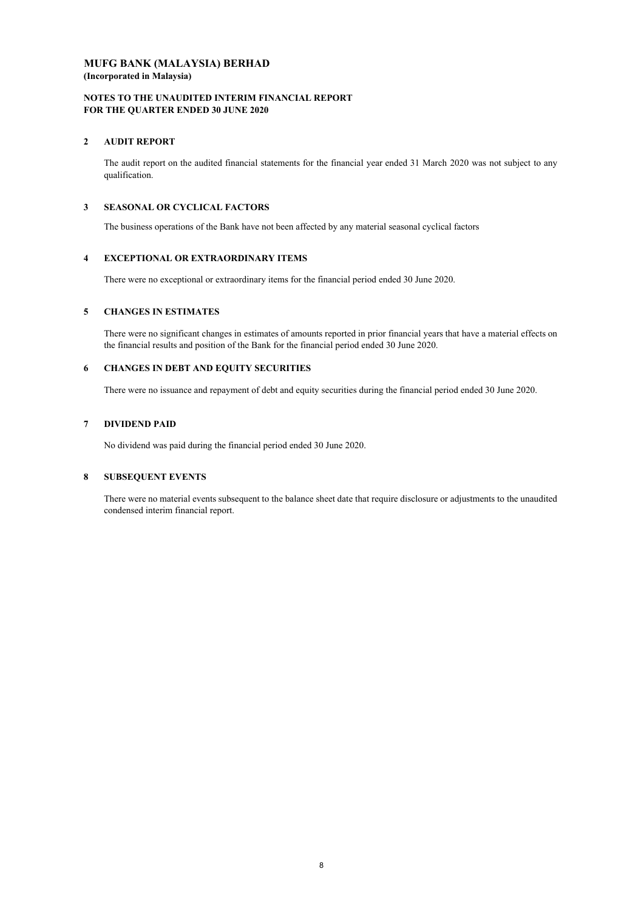**MUFG BANK (MALAYSIA) BERHAD**
**(Incorporated in Malaysia)**

**NOTES TO THE UNAUDITED INTERIM FINANCIAL REPORT**
**FOR THE QUARTER ENDED 30 JUNE 2020**

## 2 AUDIT REPORT

The audit report on the audited financial statements for the financial year ended 31 March 2020 was not subject to any qualification.

## 3 SEASONAL OR CYCLICAL FACTORS

The business operations of the Bank have not been affected by any material seasonal cyclical factors

## 4 EXCEPTIONAL OR EXTRAORDINARY ITEMS

There were no exceptional or extraordinary items for the financial period ended 30 June 2020.

## 5 CHANGES IN ESTIMATES

There were no significant changes in estimates of amounts reported in prior financial years that have a material effects on the financial results and position of the Bank for the financial period ended 30 June 2020.

## 6 CHANGES IN DEBT AND EQUITY SECURITIES

There were no issuance and repayment of debt and equity securities during the financial period ended 30 June 2020.

## 7 DIVIDEND PAID

No dividend was paid during the financial period ended 30 June 2020.

## 8 SUBSEQUENT EVENTS

There were no material events subsequent to the balance sheet date that require disclosure or adjustments to the unaudited condensed interim financial report.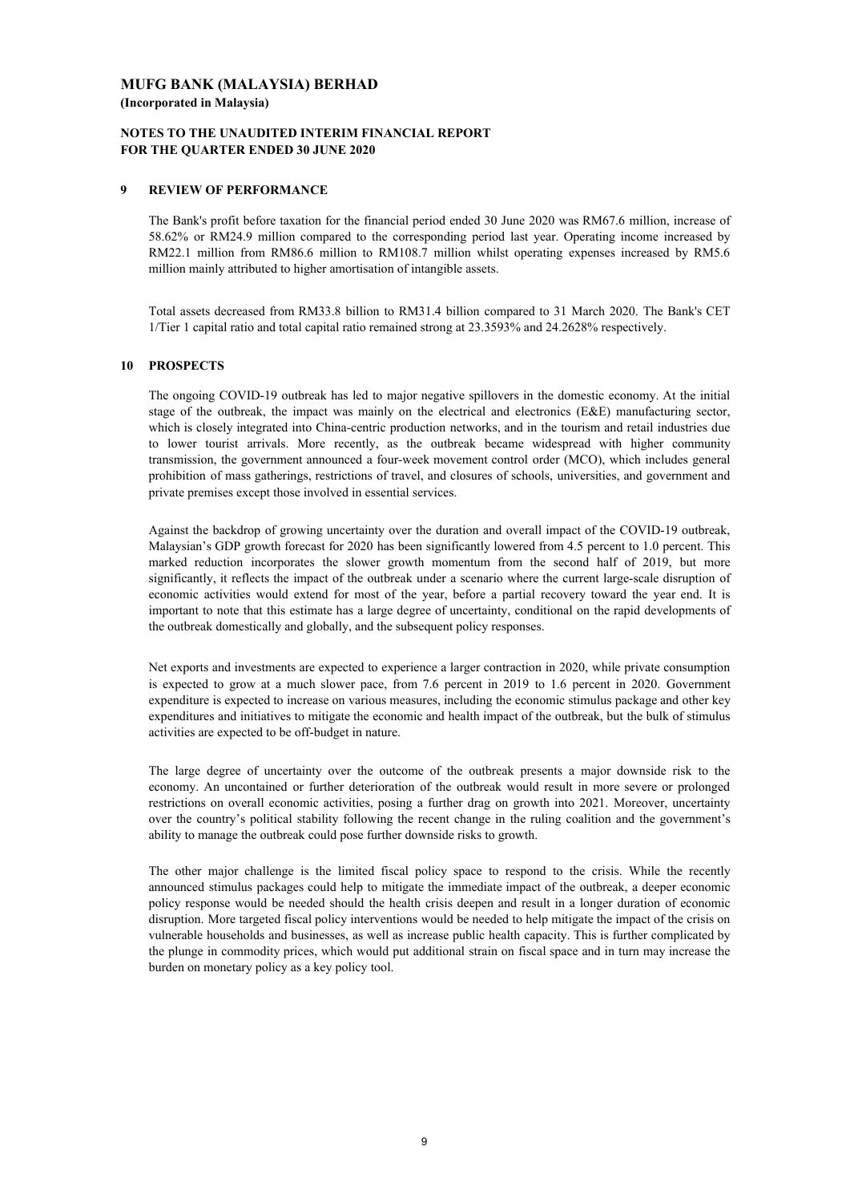**MUFG BANK (MALAYSIA) BERHAD**
**(Incorporated in Malaysia)**

**NOTES TO THE UNAUDITED INTERIM FINANCIAL REPORT**
**FOR THE QUARTER ENDED 30 JUNE 2020**

## 9 REVIEW OF PERFORMANCE

The Bank's profit before taxation for the financial period ended 30 June 2020 was RM67.6 million, increase of 58.62% or RM24.9 million compared to the corresponding period last year. Operating income increased by RM22.1 million from RM86.6 million to RM108.7 million whilst operating expenses increased by RM5.6 million mainly attributed to higher amortisation of intangible assets.

Total assets decreased from RM33.8 billion to RM31.4 billion compared to 31 March 2020. The Bank's CET 1/Tier 1 capital ratio and total capital ratio remained strong at 23.3593% and 24.2628% respectively.

## 10 PROSPECTS

The ongoing COVID-19 outbreak has led to major negative spillovers in the domestic economy. At the initial stage of the outbreak, the impact was mainly on the electrical and electronics (E&E) manufacturing sector, which is closely integrated into China-centric production networks, and in the tourism and retail industries due to lower tourist arrivals. More recently, as the outbreak became widespread with higher community transmission, the government announced a four-week movement control order (MCO), which includes general prohibition of mass gatherings, restrictions of travel, and closures of schools, universities, and government and private premises except those involved in essential services.

Against the backdrop of growing uncertainty over the duration and overall impact of the COVID-19 outbreak, Malaysian's GDP growth forecast for 2020 has been significantly lowered from 4.5 percent to 1.0 percent. This marked reduction incorporates the slower growth momentum from the second half of 2019, but more significantly, it reflects the impact of the outbreak under a scenario where the current large-scale disruption of economic activities would extend for most of the year, before a partial recovery toward the year end. It is important to note that this estimate has a large degree of uncertainty, conditional on the rapid developments of the outbreak domestically and globally, and the subsequent policy responses.

Net exports and investments are expected to experience a larger contraction in 2020, while private consumption is expected to grow at a much slower pace, from 7.6 percent in 2019 to 1.6 percent in 2020. Government expenditure is expected to increase on various measures, including the economic stimulus package and other key expenditures and initiatives to mitigate the economic and health impact of the outbreak, but the bulk of stimulus activities are expected to be off-budget in nature.

The large degree of uncertainty over the outcome of the outbreak presents a major downside risk to the economy. An uncontained or further deterioration of the outbreak would result in more severe or prolonged restrictions on overall economic activities, posing a further drag on growth into 2021. Moreover, uncertainty over the country's political stability following the recent change in the ruling coalition and the government's ability to manage the outbreak could pose further downside risks to growth.

The other major challenge is the limited fiscal policy space to respond to the crisis. While the recently announced stimulus packages could help to mitigate the immediate impact of the outbreak, a deeper economic policy response would be needed should the health crisis deepen and result in a longer duration of economic disruption. More targeted fiscal policy interventions would be needed to help mitigate the impact of the crisis on vulnerable households and businesses, as well as increase public health capacity. This is further complicated by the plunge in commodity prices, which would put additional strain on fiscal space and in turn may increase the burden on monetary policy as a key policy tool.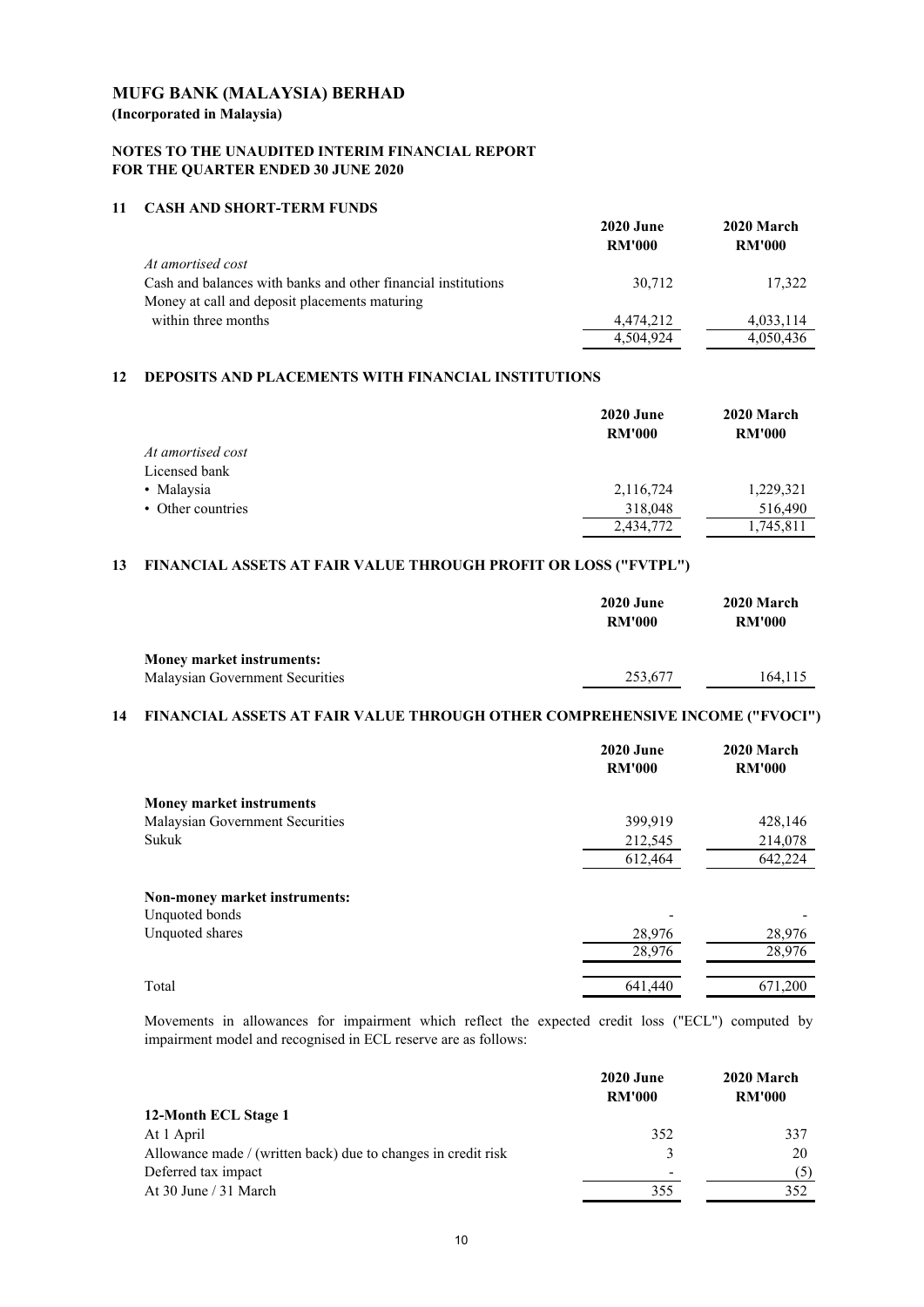# MUFG BANK (MALAYSIA) BERHAD

**(Incorporated in Malaysia)**

**NOTES TO THE UNAUDITED INTERIM FINANCIAL REPORT FOR THE QUARTER ENDED 30 JUNE 2020**

## 11 CASH AND SHORT-TERM FUNDS

| | 2020 June RM'000 | 2020 March RM'000 |
|---|---|---|
| *At amortised cost* | | |
| Cash and balances with banks and other financial institutions | 30,712 | 17,322 |
| Money at call and deposit placements maturing within three months | 4,474,212 | 4,033,114 |
| | 4,504,924 | 4,050,436 |

## 12 DEPOSITS AND PLACEMENTS WITH FINANCIAL INSTITUTIONS

| | 2020 June RM'000 | 2020 March RM'000 |
|---|---|---|
| *At amortised cost* | | |
| Licensed bank | | |
| • Malaysia | 2,116,724 | 1,229,321 |
| • Other countries | 318,048 | 516,490 |
| | 2,434,772 | 1,745,811 |

## 13 FINANCIAL ASSETS AT FAIR VALUE THROUGH PROFIT OR LOSS ("FVTPL")

| | 2020 June RM'000 | 2020 March RM'000 |
|---|---|---|
| **Money market instruments:** | | |
| Malaysian Government Securities | 253,677 | 164,115 |

## 14 FINANCIAL ASSETS AT FAIR VALUE THROUGH OTHER COMPREHENSIVE INCOME ("FVOCI")

| | 2020 June RM'000 | 2020 March RM'000 |
|---|---|---|
| **Money market instruments** | | |
| Malaysian Government Securities | 399,919 | 428,146 |
| Sukuk | 212,545 | 214,078 |
| | 612,464 | 642,224 |
| **Non-money market instruments:** | | |
| Unquoted bonds | - | - |
| Unquoted shares | 28,976 | 28,976 |
| | 28,976 | 28,976 |
| Total | 641,440 | 671,200 |

Movements in allowances for impairment which reflect the expected credit loss ("ECL") computed by impairment model and recognised in ECL reserve are as follows:

| | 2020 June RM'000 | 2020 March RM'000 |
|---|---|---|
| **12-Month ECL Stage 1** | | |
| At 1 April | 352 | 337 |
| Allowance made / (written back) due to changes in credit risk | 3 | 20 |
| Deferred tax impact | - | (5) |
| At 30 June / 31 March | 355 | 352 |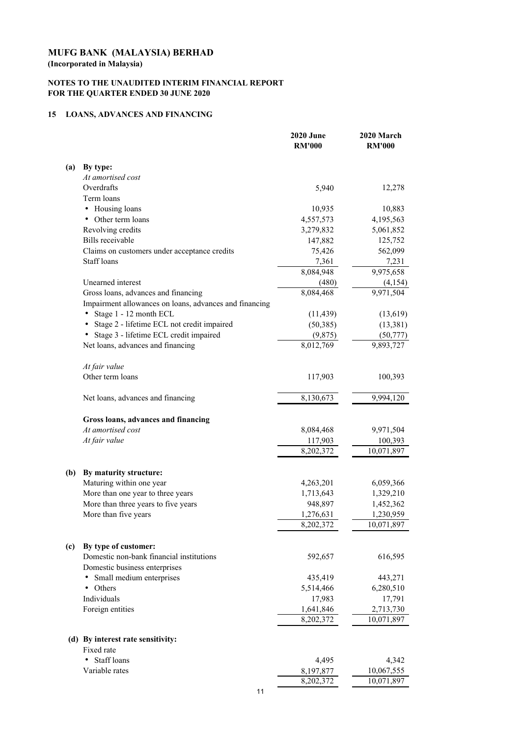# MUFG BANK (MALAYSIA) BERHAD

**(Incorporated in Malaysia)**

**NOTES TO THE UNAUDITED INTERIM FINANCIAL REPORT**
**FOR THE QUARTER ENDED 30 JUNE 2020**

## 15 LOANS, ADVANCES AND FINANCING

| | | 2020 June RM'000 | 2020 March RM'000 |
|---|---|---|---|
| **(a)** | **By type:** | | |
| | *At amortised cost* | | |
| | Overdrafts | 5,940 | 12,278 |
| | Term loans | | |
| | • Housing loans | 10,935 | 10,883 |
| | • Other term loans | 4,557,573 | 4,195,563 |
| | Revolving credits | 3,279,832 | 5,061,852 |
| | Bills receivable | 147,882 | 125,752 |
| | Claims on customers under acceptance credits | 75,426 | 562,099 |
| | Staff loans | 7,361 | 7,231 |
| | | 8,084,948 | 9,975,658 |
| | Unearned interest | (480) | (4,154) |
| | Gross loans, advances and financing | 8,084,468 | 9,971,504 |
| | Impairment allowances on loans, advances and financing | | |
| | • Stage 1 - 12 month ECL | (11,439) | (13,619) |
| | • Stage 2 - lifetime ECL not credit impaired | (50,385) | (13,381) |
| | • Stage 3 - lifetime ECL credit impaired | (9,875) | (50,777) |
| | Net loans, advances and financing | 8,012,769 | 9,893,727 |
| | | | |
| | *At fair value* | | |
| | Other term loans | 117,903 | 100,393 |
| | | | |
| | Net loans, advances and financing | 8,130,673 | 9,994,120 |
| | | | |
| | **Gross loans, advances and financing** | | |
| | *At amortised cost* | 8,084,468 | 9,971,504 |
| | *At fair value* | 117,903 | 100,393 |
| | | 8,202,372 | 10,071,897 |
| | | | |
| **(b)** | **By maturity structure:** | | |
| | Maturing within one year | 4,263,201 | 6,059,366 |
| | More than one year to three years | 1,713,643 | 1,329,210 |
| | More than three years to five years | 948,897 | 1,452,362 |
| | More than five years | 1,276,631 | 1,230,959 |
| | | 8,202,372 | 10,071,897 |
| | | | |
| **(c)** | **By type of customer:** | | |
| | Domestic non-bank financial institutions | 592,657 | 616,595 |
| | Domestic business enterprises | | |
| | • Small medium enterprises | 435,419 | 443,271 |
| | • Others | 5,514,466 | 6,280,510 |
| | Individuals | 17,983 | 17,791 |
| | Foreign entities | 1,641,846 | 2,713,730 |
| | | 8,202,372 | 10,071,897 |
| | | | |
| **(d)** | **By interest rate sensitivity:** | | |
| | Fixed rate | | |
| | • Staff loans | 4,495 | 4,342 |
| | Variable rates | 8,197,877 | 10,067,555 |
| | | 8,202,372 | 10,071,897 |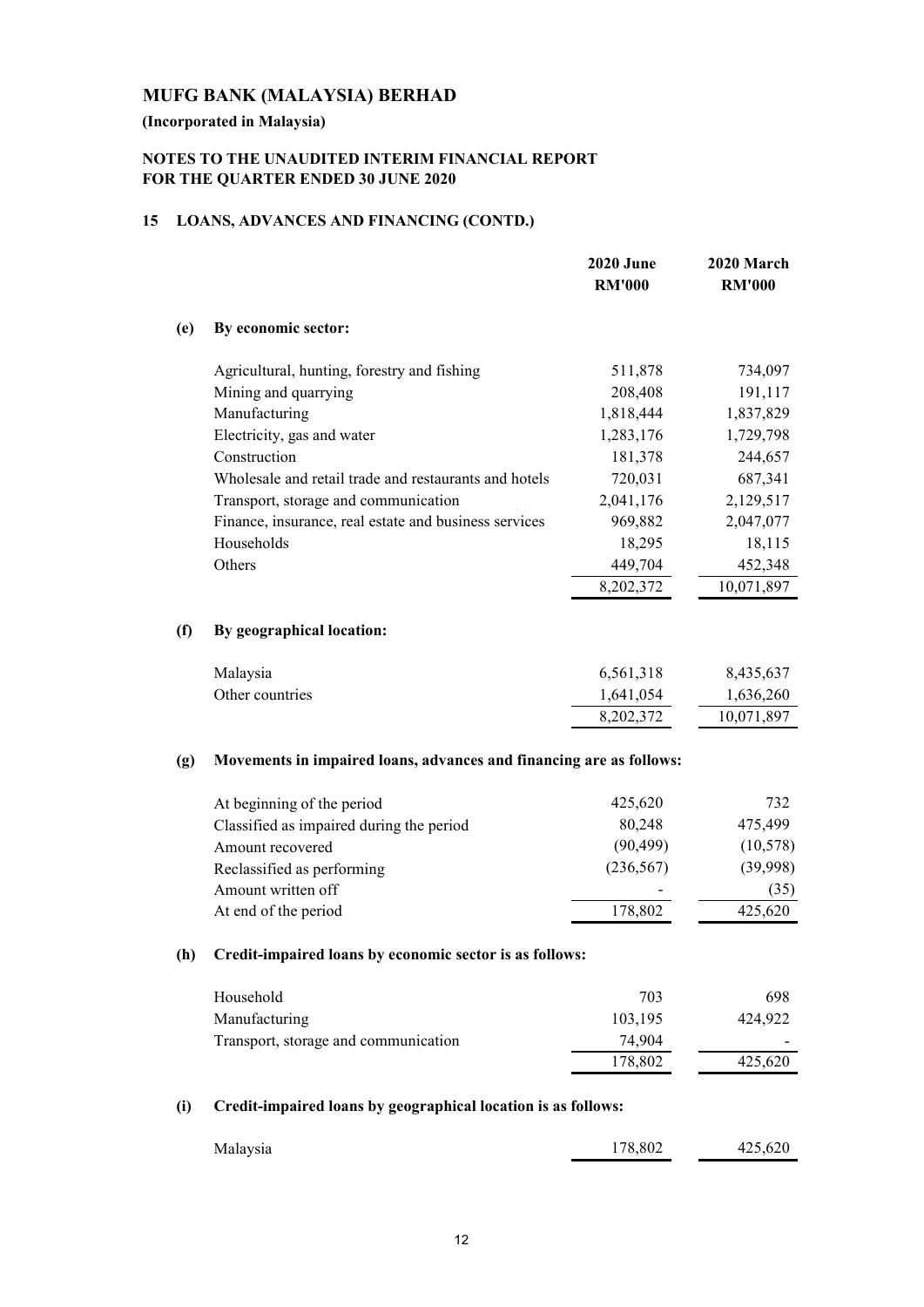# MUFG BANK (MALAYSIA) BERHAD

**(Incorporated in Malaysia)**

**NOTES TO THE UNAUDITED INTERIM FINANCIAL REPORT FOR THE QUARTER ENDED 30 JUNE 2020**

## 15 LOANS, ADVANCES AND FINANCING (CONTD.)

| | 2020 June RM'000 | 2020 March RM'000 |
|---|---|---|
| **(e) By economic sector:** | | |
| Agricultural, hunting, forestry and fishing | 511,878 | 734,097 |
| Mining and quarrying | 208,408 | 191,117 |
| Manufacturing | 1,818,444 | 1,837,829 |
| Electricity, gas and water | 1,283,176 | 1,729,798 |
| Construction | 181,378 | 244,657 |
| Wholesale and retail trade and restaurants and hotels | 720,031 | 687,341 |
| Transport, storage and communication | 2,041,176 | 2,129,517 |
| Finance, insurance, real estate and business services | 969,882 | 2,047,077 |
| Households | 18,295 | 18,115 |
| Others | 449,704 | 452,348 |
| | 8,202,372 | 10,071,897 |

| | 2020 June RM'000 | 2020 March RM'000 |
|---|---|---|
| **(f) By geographical location:** | | |
| Malaysia | 6,561,318 | 8,435,637 |
| Other countries | 1,641,054 | 1,636,260 |
| | 8,202,372 | 10,071,897 |

| | 2020 June RM'000 | 2020 March RM'000 |
|---|---|---|
| **(g) Movements in impaired loans, advances and financing are as follows:** | | |
| At beginning of the period | 425,620 | 732 |
| Classified as impaired during the period | 80,248 | 475,499 |
| Amount recovered | (90,499) | (10,578) |
| Reclassified as performing | (236,567) | (39,998) |
| Amount written off | - | (35) |
| At end of the period | 178,802 | 425,620 |

| | 2020 June RM'000 | 2020 March RM'000 |
|---|---|---|
| **(h) Credit-impaired loans by economic sector is as follows:** | | |
| Household | 703 | 698 |
| Manufacturing | 103,195 | 424,922 |
| Transport, storage and communication | 74,904 | - |
| | 178,802 | 425,620 |

| | 2020 June RM'000 | 2020 March RM'000 |
|---|---|---|
| **(i) Credit-impaired loans by geographical location is as follows:** | | |
| Malaysia | 178,802 | 425,620 |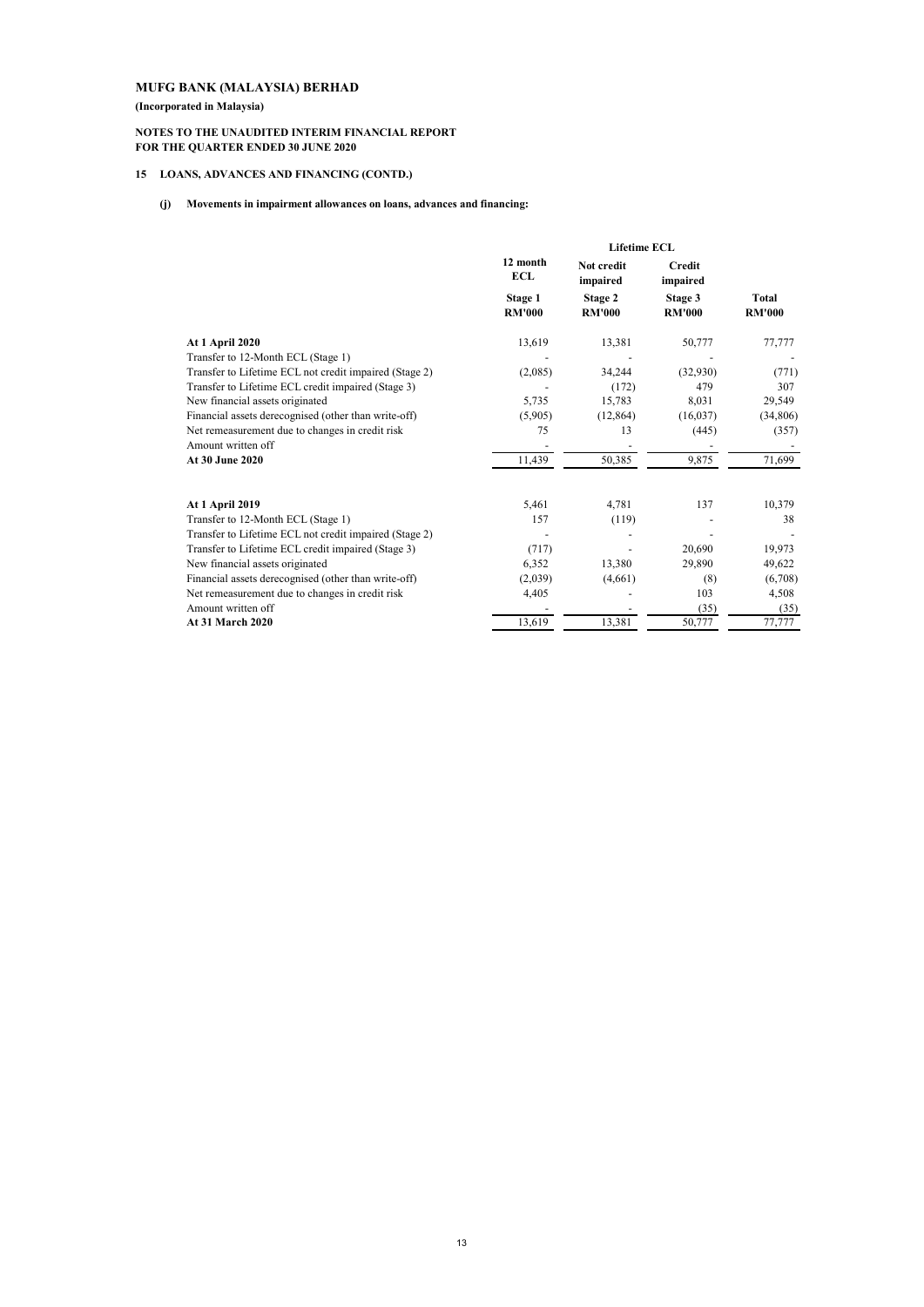**MUFG BANK (MALAYSIA) BERHAD**

**(Incorporated in Malaysia)**

**NOTES TO THE UNAUDITED INTERIM FINANCIAL REPORT FOR THE QUARTER ENDED 30 JUNE 2020**

**15 LOANS, ADVANCES AND FINANCING (CONTD.)**

**(j) Movements in impairment allowances on loans, advances and financing:**

| | | Lifetime ECL | | |
|---|---|---|---|---|
| | 12 month ECL | Not credit impaired | Credit impaired | |
| | Stage 1 RM'000 | Stage 2 RM'000 | Stage 3 RM'000 | Total RM'000 |
| **At 1 April 2020** | 13,619 | 13,381 | 50,777 | 77,777 |
| Transfer to 12-Month ECL (Stage 1) | - | - | - | - |
| Transfer to Lifetime ECL not credit impaired (Stage 2) | (2,085) | 34,244 | (32,930) | (771) |
| Transfer to Lifetime ECL credit impaired (Stage 3) | - | (172) | 479 | 307 |
| New financial assets originated | 5,735 | 15,783 | 8,031 | 29,549 |
| Financial assets derecognised (other than write-off) | (5,905) | (12,864) | (16,037) | (34,806) |
| Net remeasurement due to changes in credit risk | 75 | 13 | (445) | (357) |
| Amount written off | - | - | - | - |
| **At 30 June 2020** | 11,439 | 50,385 | 9,875 | 71,699 |
| | | | | |
| **At 1 April 2019** | 5,461 | 4,781 | 137 | 10,379 |
| Transfer to 12-Month ECL (Stage 1) | 157 | (119) | - | 38 |
| Transfer to Lifetime ECL not credit impaired (Stage 2) | - | - | - | - |
| Transfer to Lifetime ECL credit impaired (Stage 3) | (717) | - | 20,690 | 19,973 |
| New financial assets originated | 6,352 | 13,380 | 29,890 | 49,622 |
| Financial assets derecognised (other than write-off) | (2,039) | (4,661) | (8) | (6,708) |
| Net remeasurement due to changes in credit risk | 4,405 | - | 103 | 4,508 |
| Amount written off | - | - | (35) | (35) |
| **At 31 March 2020** | 13,619 | 13,381 | 50,777 | 77,777 |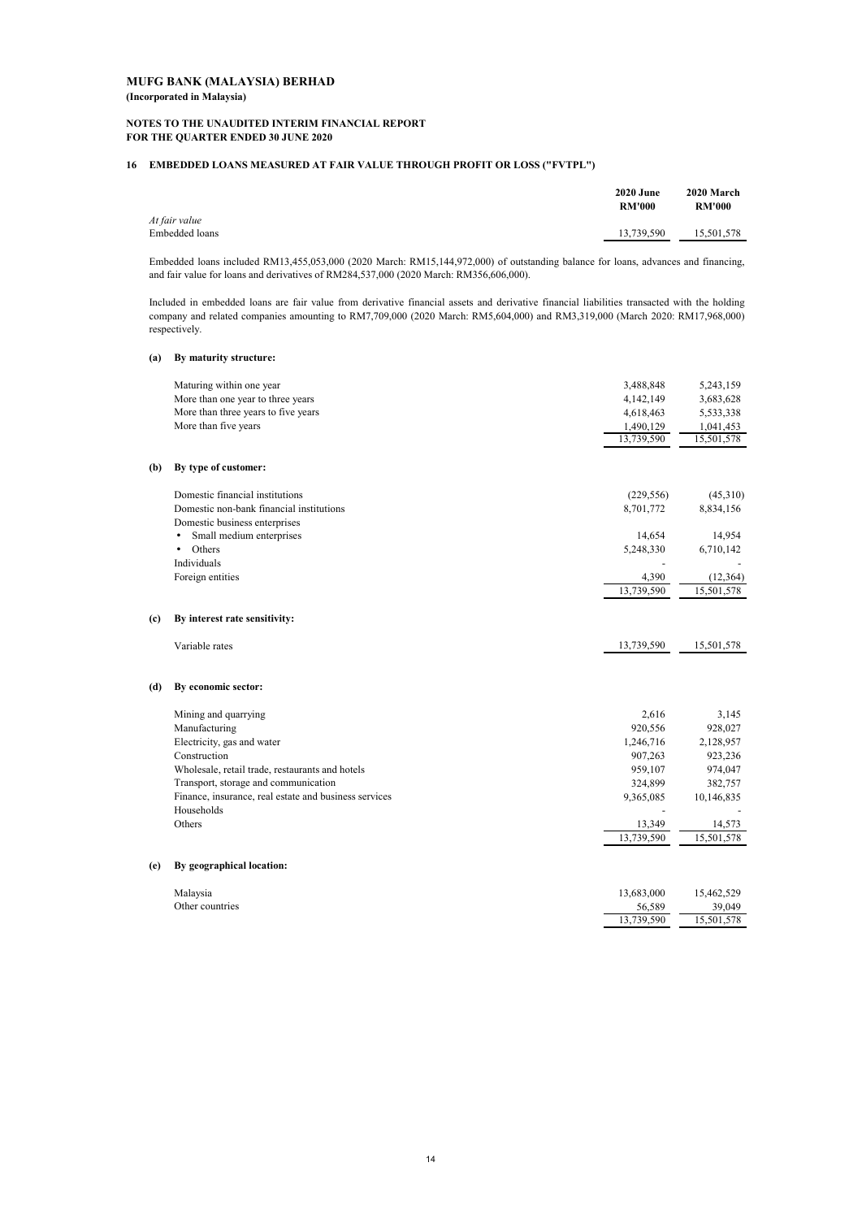**MUFG BANK (MALAYSIA) BERHAD**
**(Incorporated in Malaysia)**

**NOTES TO THE UNAUDITED INTERIM FINANCIAL REPORT**
**FOR THE QUARTER ENDED 30 JUNE 2020**

## 16 EMBEDDED LOANS MEASURED AT FAIR VALUE THROUGH PROFIT OR LOSS ("FVTPL")

| | 2020 June RM'000 | 2020 March RM'000 |
|---|---|---|
| *At fair value* | | |
| Embedded loans | 13,739,590 | 15,501,578 |

Embedded loans included RM13,455,053,000 (2020 March: RM15,144,972,000) of outstanding balance for loans, advances and financing, and fair value for loans and derivatives of RM284,537,000 (2020 March: RM356,606,000).

Included in embedded loans are fair value from derivative financial assets and derivative financial liabilities transacted with the holding company and related companies amounting to RM7,709,000 (2020 March: RM5,604,000) and RM3,319,000 (March 2020: RM17,968,000) respectively.

### (a) By maturity structure:

| | 2020 June RM'000 | 2020 March RM'000 |
|---|---|---|
| Maturing within one year | 3,488,848 | 5,243,159 |
| More than one year to three years | 4,142,149 | 3,683,628 |
| More than three years to five years | 4,618,463 | 5,533,338 |
| More than five years | 1,490,129 | 1,041,453 |
| | 13,739,590 | 15,501,578 |

### (b) By type of customer:

| | 2020 June RM'000 | 2020 March RM'000 |
|---|---|---|
| Domestic financial institutions | (229,556) | (45,310) |
| Domestic non-bank financial institutions | 8,701,772 | 8,834,156 |
| Domestic business enterprises | | |
| • Small medium enterprises | 14,654 | 14,954 |
| • Others | 5,248,330 | 6,710,142 |
| Individuals | - | - |
| Foreign entities | 4,390 | (12,364) |
| | 13,739,590 | 15,501,578 |

### (c) By interest rate sensitivity:

| | 2020 June RM'000 | 2020 March RM'000 |
|---|---|---|
| Variable rates | 13,739,590 | 15,501,578 |

### (d) By economic sector:

| | 2020 June RM'000 | 2020 March RM'000 |
|---|---|---|
| Mining and quarrying | 2,616 | 3,145 |
| Manufacturing | 920,556 | 928,027 |
| Electricity, gas and water | 1,246,716 | 2,128,957 |
| Construction | 907,263 | 923,236 |
| Wholesale, retail trade, restaurants and hotels | 959,107 | 974,047 |
| Transport, storage and communication | 324,899 | 382,757 |
| Finance, insurance, real estate and business services | 9,365,085 | 10,146,835 |
| Households | - | - |
| Others | 13,349 | 14,573 |
| | 13,739,590 | 15,501,578 |

### (e) By geographical location:

| | 2020 June RM'000 | 2020 March RM'000 |
|---|---|---|
| Malaysia | 13,683,000 | 15,462,529 |
| Other countries | 56,589 | 39,049 |
| | 13,739,590 | 15,501,578 |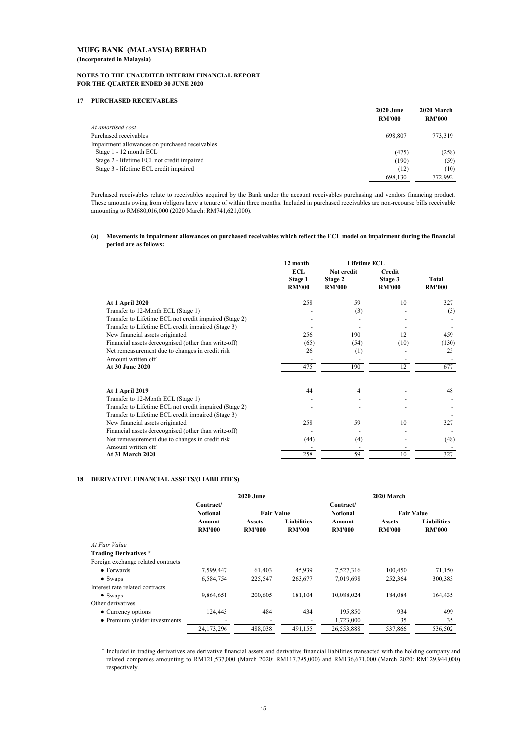**MUFG BANK (MALAYSIA) BERHAD**
**(Incorporated in Malaysia)**

**NOTES TO THE UNAUDITED INTERIM FINANCIAL REPORT**
**FOR THE QUARTER ENDED 30 JUNE 2020**

## 17 PURCHASED RECEIVABLES

| | 2020 June RM'000 | 2020 March RM'000 |
|---|---|---|
| *At amortised cost* | | |
| Purchased receivables | 698,807 | 773,319 |
| Impairment allowances on purchased receivables | | |
| Stage 1 - 12 month ECL | (475) | (258) |
| Stage 2 - lifetime ECL not credit impaired | (190) | (59) |
| Stage 3 - lifetime ECL credit impaired | (12) | (10) |
| | 698,130 | 772,992 |

Purchased receivables relate to receivables acquired by the Bank under the account receivables purchasing and vendors financing product. These amounts owing from obligors have a tenure of within three months. Included in purchased receivables are non-recourse bills receivable amounting to RM680,016,000 (2020 March: RM741,621,000).

**(a) Movements in impairment allowances on purchased receivables which reflect the ECL model on impairment during the financial period are as follows:**

| | 12 month ECL Stage 1 RM'000 | Lifetime ECL Not credit Stage 2 RM'000 | Lifetime ECL Credit Stage 3 RM'000 | Total RM'000 |
|---|---|---|---|---|
| **At 1 April 2020** | 258 | 59 | 10 | 327 |
| Transfer to 12-Month ECL (Stage 1) | - | (3) | - | (3) |
| Transfer to Lifetime ECL not credit impaired (Stage 2) | - | - | - | - |
| Transfer to Lifetime ECL credit impaired (Stage 3) | - | - | - | - |
| New financial assets originated | 256 | 190 | 12 | 459 |
| Financial assets derecognised (other than write-off) | (65) | (54) | (10) | (130) |
| Net remeasurement due to changes in credit risk | 26 | (1) | - | 25 |
| Amount written off | - | - | - | - |
| **At 30 June 2020** | 475 | 190 | 12 | 677 |
| | | | | |
| **At 1 April 2019** | 44 | 4 | - | 48 |
| Transfer to 12-Month ECL (Stage 1) | - | - | - | - |
| Transfer to Lifetime ECL not credit impaired (Stage 2) | - | - | - | - |
| Transfer to Lifetime ECL credit impaired (Stage 3) | | | | - |
| New financial assets originated | 258 | 59 | 10 | 327 |
| Financial assets derecognised (other than write-off) | - | - | - | - |
| Net remeasurement due to changes in credit risk | (44) | (4) | - | (48) |
| Amount written off | - | - | - | - |
| **At 31 March 2020** | 258 | 59 | 10 | 327 |

## 18 DERIVATIVE FINANCIAL ASSETS/(LIABILITIES)

| | 2020 June | | | 2020 March | | |
|---|---|---|---|---|---|---|
| | Contract/ Notional Amount RM'000 | Fair Value Assets RM'000 | Fair Value Liabilities RM'000 | Contract/ Notional Amount RM'000 | Fair Value Assets RM'000 | Fair Value Liabilities RM'000 |
| *At Fair Value* | | | | | | |
| **Trading Derivatives *** | | | | | | |
| Foreign exchange related contracts | | | | | | |
| • Forwards | 7,599,447 | 61,403 | 45,939 | 7,527,316 | 100,450 | 71,150 |
| • Swaps | 6,584,754 | 225,547 | 263,677 | 7,019,698 | 252,364 | 300,383 |
| Interest rate related contracts | | | | | | |
| • Swaps | 9,864,651 | 200,605 | 181,104 | 10,088,024 | 184,084 | 164,435 |
| Other derivatives | | | | | | |
| • Currency options | 124,443 | 484 | 434 | 195,850 | 934 | 499 |
| • Premium yielder investments | - | - | - | 1,723,000 | 35 | 35 |
| | 24,173,296 | 488,038 | 491,155 | 26,553,888 | 537,866 | 536,502 |

* Included in trading derivatives are derivative financial assets and derivative financial liabilities transacted with the holding company and related companies amounting to RM121,537,000 (March 2020: RM117,795,000) and RM136,671,000 (March 2020: RM129,944,000) respectively.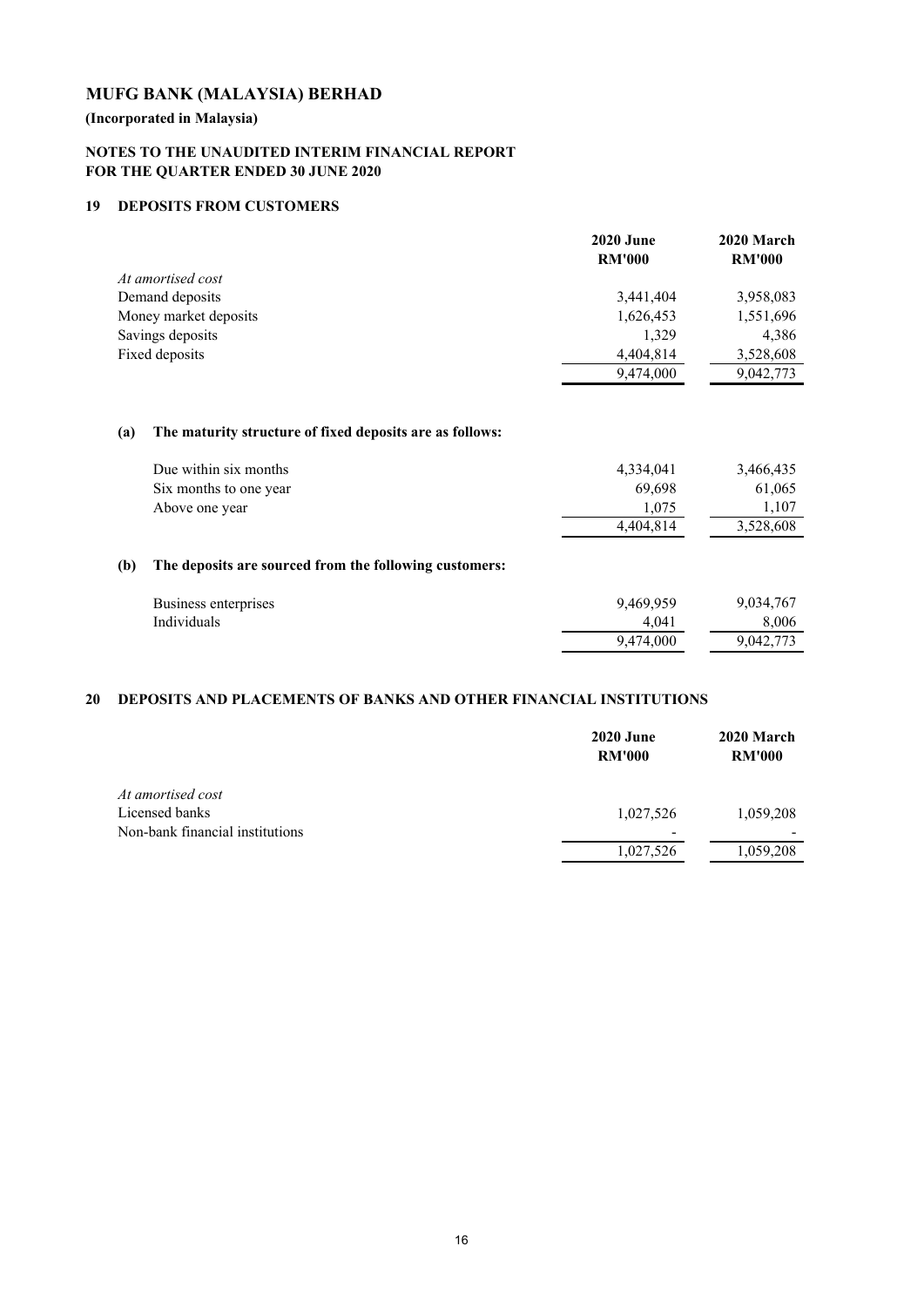# MUFG BANK (MALAYSIA) BERHAD

**(Incorporated in Malaysia)**

**NOTES TO THE UNAUDITED INTERIM FINANCIAL REPORT FOR THE QUARTER ENDED 30 JUNE 2020**

## 19 DEPOSITS FROM CUSTOMERS

| | 2020 June RM'000 | 2020 March RM'000 |
|---|---|---|
| *At amortised cost* | | |
| Demand deposits | 3,441,404 | 3,958,083 |
| Money market deposits | 1,626,453 | 1,551,696 |
| Savings deposits | 1,329 | 4,386 |
| Fixed deposits | 4,404,814 | 3,528,608 |
| | 9,474,000 | 9,042,773 |

### (a) The maturity structure of fixed deposits are as follows:

| | 2020 June RM'000 | 2020 March RM'000 |
|---|---|---|
| Due within six months | 4,334,041 | 3,466,435 |
| Six months to one year | 69,698 | 61,065 |
| Above one year | 1,075 | 1,107 |
| | 4,404,814 | 3,528,608 |

### (b) The deposits are sourced from the following customers:

| | 2020 June RM'000 | 2020 March RM'000 |
|---|---|---|
| Business enterprises | 9,469,959 | 9,034,767 |
| Individuals | 4,041 | 8,006 |
| | 9,474,000 | 9,042,773 |

## 20 DEPOSITS AND PLACEMENTS OF BANKS AND OTHER FINANCIAL INSTITUTIONS

| | 2020 June RM'000 | 2020 March RM'000 |
|---|---|---|
| *At amortised cost* | | |
| Licensed banks | 1,027,526 | 1,059,208 |
| Non-bank financial institutions | - | - |
| | 1,027,526 | 1,059,208 |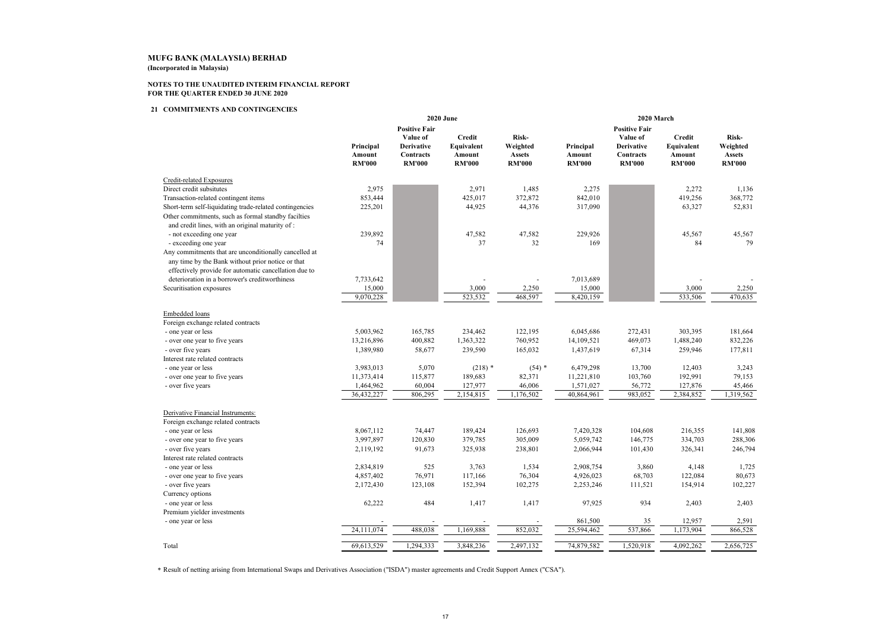**MUFG BANK (MALAYSIA) BERHAD**
**(Incorporated in Malaysia)**

**NOTES TO THE UNAUDITED INTERIM FINANCIAL REPORT**
**FOR THE QUARTER ENDED 30 JUNE 2020**

## 21 COMMITMENTS AND CONTINGENCIES

| | 2020 June | | | | 2020 March | | | |
|---|---|---|---|---|---|---|---|---|
| | Principal Amount RM'000 | Positive Fair Value of Derivative Contracts RM'000 | Credit Equivalent Amount RM'000 | Risk-Weighted Assets RM'000 | Principal Amount RM'000 | Positive Fair Value of Derivative Contracts RM'000 | Credit Equivalent Amount RM'000 | Risk-Weighted Assets RM'000 |
| Credit-related Exposures | | | | | | | | |
| Direct credit subsitutes | 2,975 | | 2,971 | 1,485 | 2,275 | | 2,272 | 1,136 |
| Transaction-related contingent items | 853,444 | | 425,017 | 372,872 | 842,010 | | 419,256 | 368,772 |
| Short-term self-liquidating trade-related contingencies | 225,201 | | 44,925 | 44,376 | 317,090 | | 63,327 | 52,831 |
| Other commitments, such as formal standby facilties and credit lines, with an original maturity of : | | | | | | | | |
| - not exceeding one year | 239,892 | | 47,582 | 47,582 | 229,926 | | 45,567 | 45,567 |
| - exceeding one year | 74 | | 37 | 32 | 169 | | 84 | 79 |
| Any commitments that are unconditionally cancelled at any time by the Bank without prior notice or that effectively provide for automatic cancellation due to deterioration in a borrower's creditworthiness | 7,733,642 | | - | - | 7,013,689 | | - | - |
| Securitisation exposures | 15,000 | | 3,000 | 2,250 | 15,000 | | 3,000 | 2,250 |
| | 9,070,228 | | 523,532 | 468,597 | 8,420,159 | | 533,506 | 470,635 |
| Embedded loans | | | | | | | | |
| Foreign exchange related contracts | | | | | | | | |
| - one year or less | 5,003,962 | 165,785 | 234,462 | 122,195 | 6,045,686 | 272,431 | 303,395 | 181,664 |
| - over one year to five years | 13,216,896 | 400,882 | 1,363,322 | 760,952 | 14,109,521 | 469,073 | 1,488,240 | 832,226 |
| - over five years | 1,389,980 | 58,677 | 239,590 | 165,032 | 1,437,619 | 67,314 | 259,946 | 177,811 |
| Interest rate related contracts | | | | | | | | |
| - one year or less | 3,983,013 | 5,070 | (218) * | (54) * | 6,479,298 | 13,700 | 12,403 | 3,243 |
| - over one year to five years | 11,373,414 | 115,877 | 189,683 | 82,371 | 11,221,810 | 103,760 | 192,991 | 79,153 |
| - over five years | 1,464,962 | 60,004 | 127,977 | 46,006 | 1,571,027 | 56,772 | 127,876 | 45,466 |
| | 36,432,227 | 806,295 | 2,154,815 | 1,176,502 | 40,864,961 | 983,052 | 2,384,852 | 1,319,562 |
| Derivative Financial Instruments: | | | | | | | | |
| Foreign exchange related contracts | | | | | | | | |
| - one year or less | 8,067,112 | 74,447 | 189,424 | 126,693 | 7,420,328 | 104,608 | 216,355 | 141,808 |
| - over one year to five years | 3,997,897 | 120,830 | 379,785 | 305,009 | 5,059,742 | 146,775 | 334,703 | 288,306 |
| - over five years | 2,119,192 | 91,673 | 325,938 | 238,801 | 2,066,944 | 101,430 | 326,341 | 246,794 |
| Interest rate related contracts | | | | | | | | |
| - one year or less | 2,834,819 | 525 | 3,763 | 1,534 | 2,908,754 | 3,860 | 4,148 | 1,725 |
| - over one year to five years | 4,857,402 | 76,971 | 117,166 | 76,304 | 4,926,023 | 68,703 | 122,084 | 80,673 |
| - over five years | 2,172,430 | 123,108 | 152,394 | 102,275 | 2,253,246 | 111,521 | 154,914 | 102,227 |
| Currency options | | | | | | | | |
| - one year or less | 62,222 | 484 | 1,417 | 1,417 | 97,925 | 934 | 2,403 | 2,403 |
| Premium yielder investments | | | | | | | | |
| - one year or less | - | - | - | - | 861,500 | 35 | 12,957 | 2,591 |
| | 24,111,074 | 488,038 | 1,169,888 | 852,032 | 25,594,462 | 537,866 | 1,173,904 | 866,528 |
| Total | 69,613,529 | 1,294,333 | 3,848,236 | 2,497,132 | 74,879,582 | 1,520,918 | 4,092,262 | 2,656,725 |

\* Result of netting arising from International Swaps and Derivatives Association ("ISDA") master agreements and Credit Support Annex ("CSA").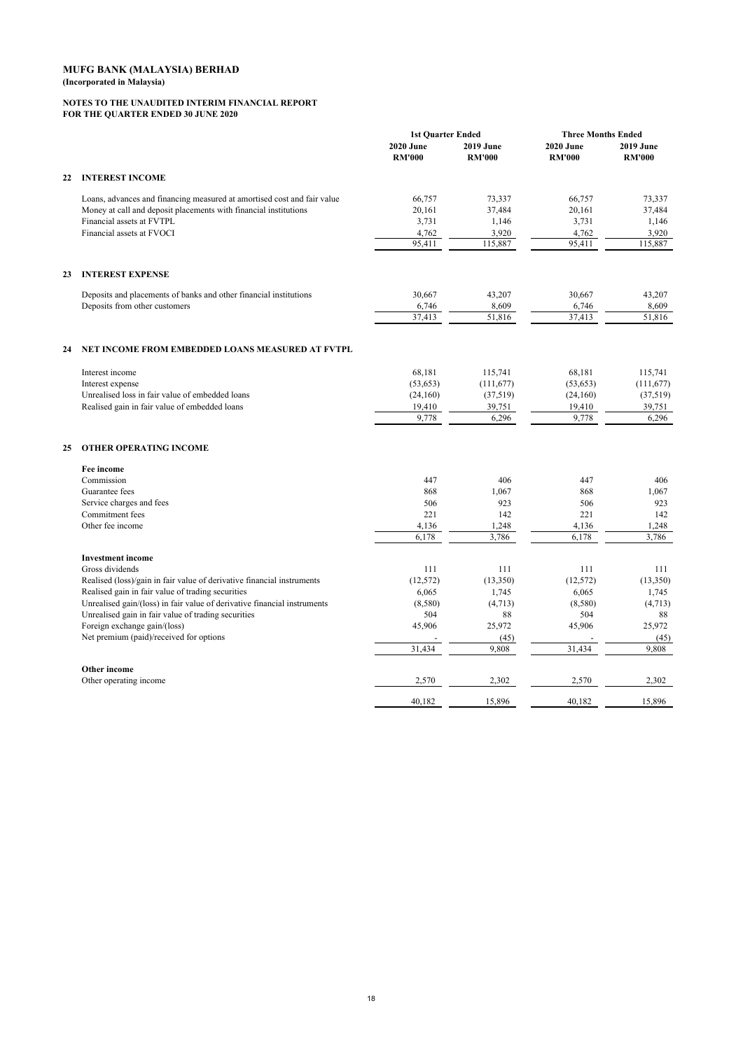**MUFG BANK (MALAYSIA) BERHAD**
**(Incorporated in Malaysia)**

**NOTES TO THE UNAUDITED INTERIM FINANCIAL REPORT**
**FOR THE QUARTER ENDED 30 JUNE 2020**

| | | 1st Quarter Ended | | Three Months Ended | |
|---|---|---|---|---|---|
| | | **2020 June RM'000** | **2019 June RM'000** | **2020 June RM'000** | **2019 June RM'000** |
| **22** | **INTEREST INCOME** | | | | |
| | Loans, advances and financing measured at amortised cost and fair value | 66,757 | 73,337 | 66,757 | 73,337 |
| | Money at call and deposit placements with financial institutions | 20,161 | 37,484 | 20,161 | 37,484 |
| | Financial assets at FVTPL | 3,731 | 1,146 | 3,731 | 1,146 |
| | Financial assets at FVOCI | 4,762 | 3,920 | 4,762 | 3,920 |
| | | 95,411 | 115,887 | 95,411 | 115,887 |
| **23** | **INTEREST EXPENSE** | | | | |
| | Deposits and placements of banks and other financial institutions | 30,667 | 43,207 | 30,667 | 43,207 |
| | Deposits from other customers | 6,746 | 8,609 | 6,746 | 8,609 |
| | | 37,413 | 51,816 | 37,413 | 51,816 |
| **24** | **NET INCOME FROM EMBEDDED LOANS MEASURED AT FVTPL** | | | | |
| | Interest income | 68,181 | 115,741 | 68,181 | 115,741 |
| | Interest expense | (53,653) | (111,677) | (53,653) | (111,677) |
| | Unrealised loss in fair value of embedded loans | (24,160) | (37,519) | (24,160) | (37,519) |
| | Realised gain in fair value of embedded loans | 19,410 | 39,751 | 19,410 | 39,751 |
| | | 9,778 | 6,296 | 9,778 | 6,296 |
| **25** | **OTHER OPERATING INCOME** | | | | |
| | **Fee income** | | | | |
| | Commission | 447 | 406 | 447 | 406 |
| | Guarantee fees | 868 | 1,067 | 868 | 1,067 |
| | Service charges and fees | 506 | 923 | 506 | 923 |
| | Commitment fees | 221 | 142 | 221 | 142 |
| | Other fee income | 4,136 | 1,248 | 4,136 | 1,248 |
| | | 6,178 | 3,786 | 6,178 | 3,786 |
| | **Investment income** | | | | |
| | Gross dividends | 111 | 111 | 111 | 111 |
| | Realised (loss)/gain in fair value of derivative financial instruments | (12,572) | (13,350) | (12,572) | (13,350) |
| | Realised gain in fair value of trading securities | 6,065 | 1,745 | 6,065 | 1,745 |
| | Unrealised gain/(loss) in fair value of derivative financial instruments | (8,580) | (4,713) | (8,580) | (4,713) |
| | Unrealised gain in fair value of trading securities | 504 | 88 | 504 | 88 |
| | Foreign exchange gain/(loss) | 45,906 | 25,972 | 45,906 | 25,972 |
| | Net premium (paid)/received for options | - | (45) | - | (45) |
| | | 31,434 | 9,808 | 31,434 | 9,808 |
| | **Other income** | | | | |
| | Other operating income | 2,570 | 2,302 | 2,570 | 2,302 |
| | | 40,182 | 15,896 | 40,182 | 15,896 |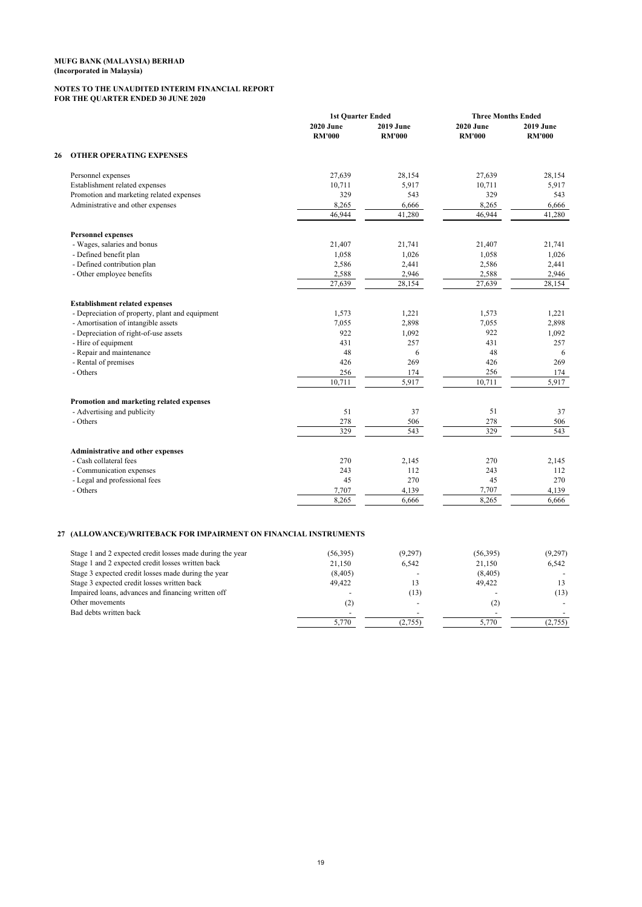**MUFG BANK (MALAYSIA) BERHAD**
**(Incorporated in Malaysia)**

**NOTES TO THE UNAUDITED INTERIM FINANCIAL REPORT**
**FOR THE QUARTER ENDED 30 JUNE 2020**

| | 1st Quarter Ended | | Three Months Ended | |
|---|---|---|---|---|
| | **2020 June RM'000** | **2019 June RM'000** | **2020 June RM'000** | **2019 June RM'000** |
| **26 OTHER OPERATING EXPENSES** | | | | |
| Personnel expenses | 27,639 | 28,154 | 27,639 | 28,154 |
| Establishment related expenses | 10,711 | 5,917 | 10,711 | 5,917 |
| Promotion and marketing related expenses | 329 | 543 | 329 | 543 |
| Administrative and other expenses | 8,265 | 6,666 | 8,265 | 6,666 |
| | 46,944 | 41,280 | 46,944 | 41,280 |
| **Personnel expenses** | | | | |
| - Wages, salaries and bonus | 21,407 | 21,741 | 21,407 | 21,741 |
| - Defined benefit plan | 1,058 | 1,026 | 1,058 | 1,026 |
| - Defined contribution plan | 2,586 | 2,441 | 2,586 | 2,441 |
| - Other employee benefits | 2,588 | 2,946 | 2,588 | 2,946 |
| | 27,639 | 28,154 | 27,639 | 28,154 |
| **Establishment related expenses** | | | | |
| - Depreciation of property, plant and equipment | 1,573 | 1,221 | 1,573 | 1,221 |
| - Amortisation of intangible assets | 7,055 | 2,898 | 7,055 | 2,898 |
| - Depreciation of right-of-use assets | 922 | 1,092 | 922 | 1,092 |
| - Hire of equipment | 431 | 257 | 431 | 257 |
| - Repair and maintenance | 48 | 6 | 48 | 6 |
| - Rental of premises | 426 | 269 | 426 | 269 |
| - Others | 256 | 174 | 256 | 174 |
| | 10,711 | 5,917 | 10,711 | 5,917 |
| **Promotion and marketing related expenses** | | | | |
| - Advertising and publicity | 51 | 37 | 51 | 37 |
| - Others | 278 | 506 | 278 | 506 |
| | 329 | 543 | 329 | 543 |
| **Administrative and other expenses** | | | | |
| - Cash collateral fees | 270 | 2,145 | 270 | 2,145 |
| - Communication expenses | 243 | 112 | 243 | 112 |
| - Legal and professional fees | 45 | 270 | 45 | 270 |
| - Others | 7,707 | 4,139 | 7,707 | 4,139 |
| | 8,265 | 6,666 | 8,265 | 6,666 |

**27 (ALLOWANCE)/WRITEBACK FOR IMPAIRMENT ON FINANCIAL INSTRUMENTS**

| | 2020 June RM'000 | 2019 June RM'000 | 2020 June RM'000 | 2019 June RM'000 |
|---|---|---|---|---|
| Stage 1 and 2 expected credit losses made during the year | (56,395) | (9,297) | (56,395) | (9,297) |
| Stage 1 and 2 expected credit losses written back | 21,150 | 6,542 | 21,150 | 6,542 |
| Stage 3 expected credit losses made during the year | (8,405) | - | (8,405) | - |
| Stage 3 expected credit losses written back | 49,422 | 13 | 49,422 | 13 |
| Impaired loans, advances and financing written off | - | (13) | - | (13) |
| Other movements | (2) | - | (2) | - |
| Bad debts written back | - | - | - | - |
| | 5,770 | (2,755) | 5,770 | (2,755) |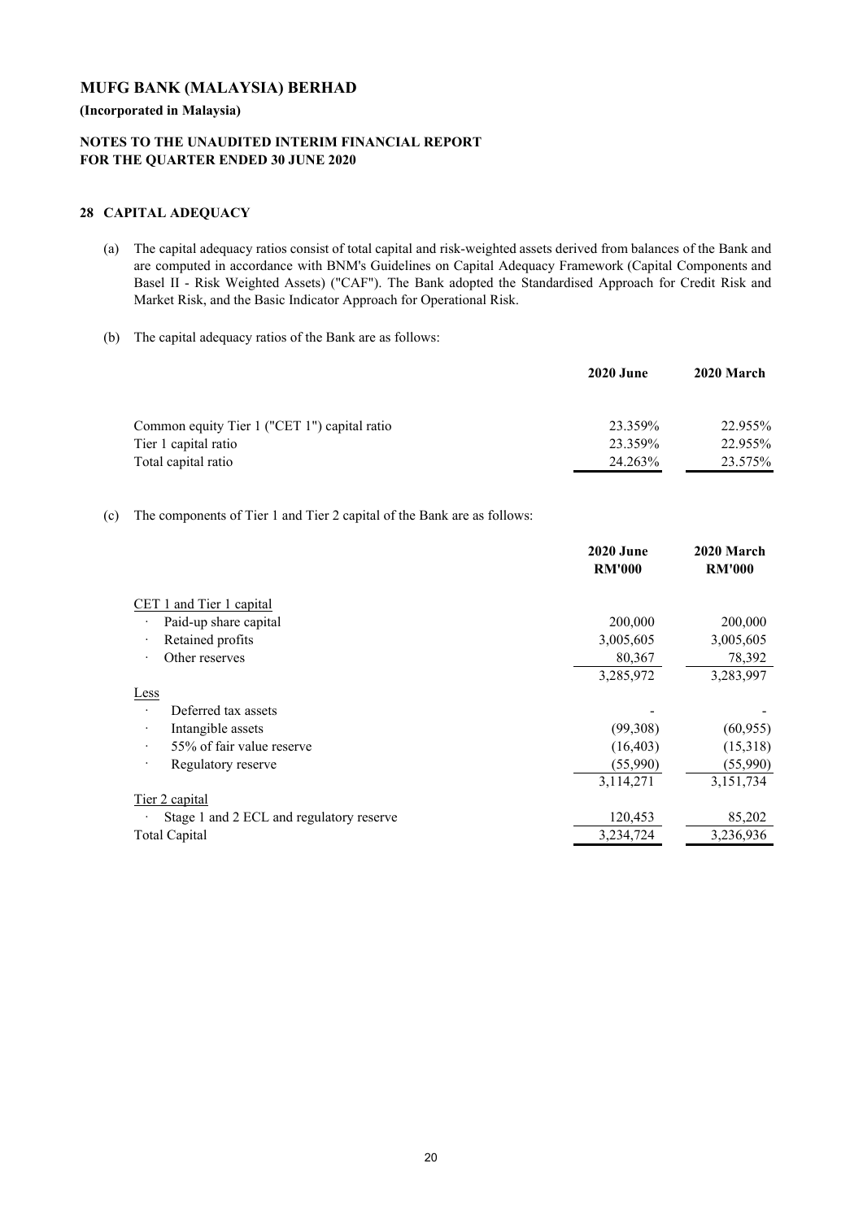# MUFG BANK (MALAYSIA) BERHAD

**(Incorporated in Malaysia)**

**NOTES TO THE UNAUDITED INTERIM FINANCIAL REPORT FOR THE QUARTER ENDED 30 JUNE 2020**

## 28 CAPITAL ADEQUACY

(a) The capital adequacy ratios consist of total capital and risk-weighted assets derived from balances of the Bank and are computed in accordance with BNM's Guidelines on Capital Adequacy Framework (Capital Components and Basel II - Risk Weighted Assets) ("CAF"). The Bank adopted the Standardised Approach for Credit Risk and Market Risk, and the Basic Indicator Approach for Operational Risk.

(b) The capital adequacy ratios of the Bank are as follows:

| | 2020 June | 2020 March |
|---|---|---|
| Common equity Tier 1 ("CET 1") capital ratio | 23.359% | 22.955% |
| Tier 1 capital ratio | 23.359% | 22.955% |
| Total capital ratio | 24.263% | 23.575% |

(c) The components of Tier 1 and Tier 2 capital of the Bank are as follows:

| | 2020 June RM'000 | 2020 March RM'000 |
|---|---|---|
| CET 1 and Tier 1 capital | | |
| · Paid-up share capital | 200,000 | 200,000 |
| · Retained profits | 3,005,605 | 3,005,605 |
| · Other reserves | 80,367 | 78,392 |
| | 3,285,972 | 3,283,997 |
| Less | | |
| · Deferred tax assets | - | - |
| · Intangible assets | (99,308) | (60,955) |
| · 55% of fair value reserve | (16,403) | (15,318) |
| · Regulatory reserve | (55,990) | (55,990) |
| | 3,114,271 | 3,151,734 |
| Tier 2 capital | | |
| · Stage 1 and 2 ECL and regulatory reserve | 120,453 | 85,202 |
| Total Capital | 3,234,724 | 3,236,936 |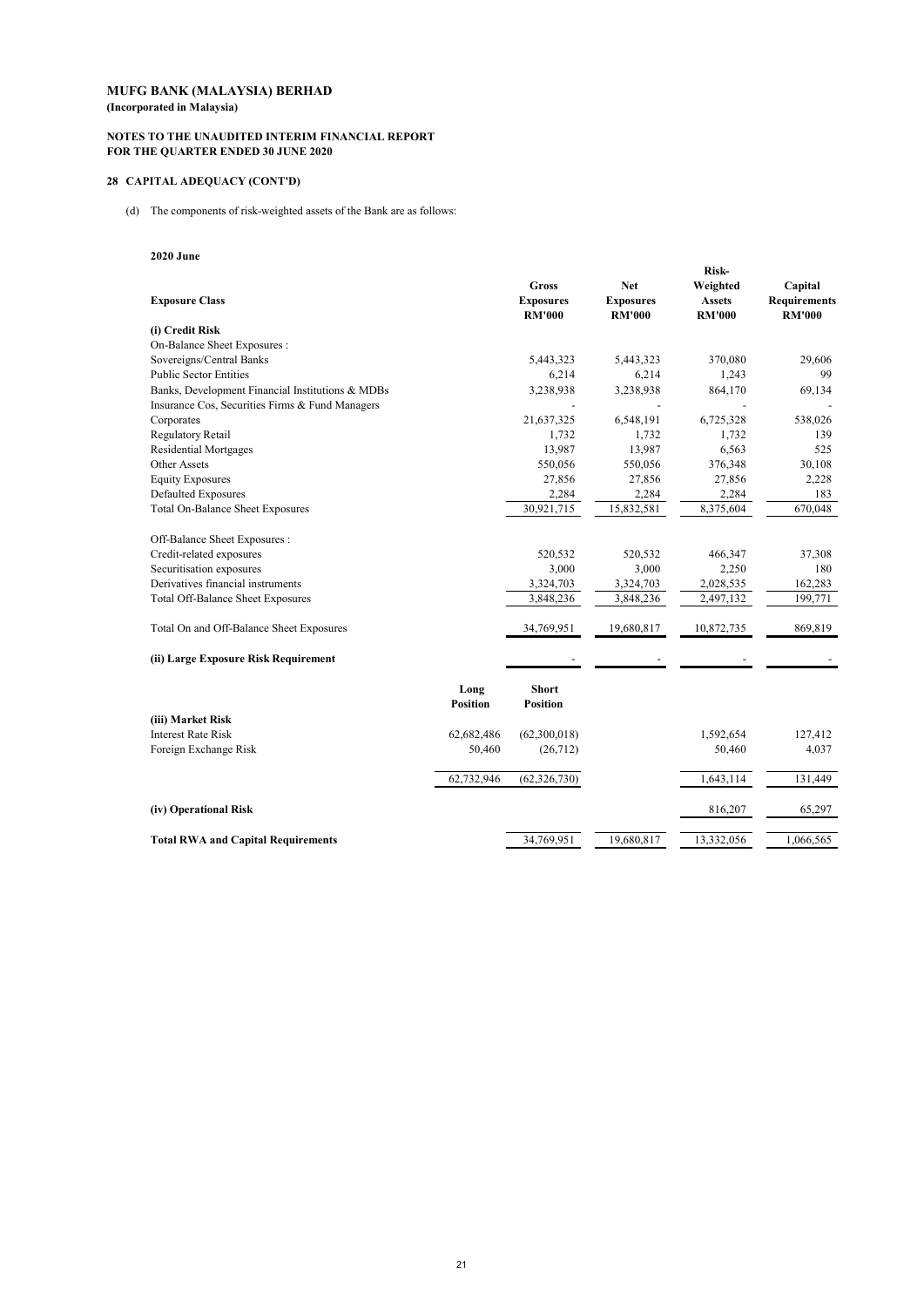# MUFG BANK (MALAYSIA) BERHAD

**(Incorporated in Malaysia)**

**NOTES TO THE UNAUDITED INTERIM FINANCIAL REPORT FOR THE QUARTER ENDED 30 JUNE 2020**

## 28 CAPITAL ADEQUACY (CONT'D)

(d) The components of risk-weighted assets of the Bank are as follows:

**2020 June**

| Exposure Class | Long Position | Gross Exposures RM'000 / Short Position | Net Exposures RM'000 | Risk-Weighted Assets RM'000 | Capital Requirements RM'000 |
|---|---|---|---|---|---|
| **(i) Credit Risk** | | | | | |
| On-Balance Sheet Exposures : | | | | | |
| Sovereigns/Central Banks | | 5,443,323 | 5,443,323 | 370,080 | 29,606 |
| Public Sector Entities | | 6,214 | 6,214 | 1,243 | 99 |
| Banks, Development Financial Institutions & MDBs | | 3,238,938 | 3,238,938 | 864,170 | 69,134 |
| Insurance Cos, Securities Firms & Fund Managers | | - | - | - | - |
| Corporates | | 21,637,325 | 6,548,191 | 6,725,328 | 538,026 |
| Regulatory Retail | | 1,732 | 1,732 | 1,732 | 139 |
| Residential Mortgages | | 13,987 | 13,987 | 6,563 | 525 |
| Other Assets | | 550,056 | 550,056 | 376,348 | 30,108 |
| Equity Exposures | | 27,856 | 27,856 | 27,856 | 2,228 |
| Defaulted Exposures | | 2,284 | 2,284 | 2,284 | 183 |
| Total On-Balance Sheet Exposures | | 30,921,715 | 15,832,581 | 8,375,604 | 670,048 |
| Off-Balance Sheet Exposures : | | | | | |
| Credit-related exposures | | 520,532 | 520,532 | 466,347 | 37,308 |
| Securitisation exposures | | 3,000 | 3,000 | 2,250 | 180 |
| Derivatives financial instruments | | 3,324,703 | 3,324,703 | 2,028,535 | 162,283 |
| Total Off-Balance Sheet Exposures | | 3,848,236 | 3,848,236 | 2,497,132 | 199,771 |
| Total On and Off-Balance Sheet Exposures | | 34,769,951 | 19,680,817 | 10,872,735 | 869,819 |
| **(ii) Large Exposure Risk Requirement** | | - | - | - | - |
| | **Long Position** | **Short Position** | | | |
| **(iii) Market Risk** | | | | | |
| Interest Rate Risk | 62,682,486 | (62,300,018) | | 1,592,654 | 127,412 |
| Foreign Exchange Risk | 50,460 | (26,712) | | 50,460 | 4,037 |
| | 62,732,946 | (62,326,730) | | 1,643,114 | 131,449 |
| **(iv) Operational Risk** | | | | 816,207 | 65,297 |
| **Total RWA and Capital Requirements** | | 34,769,951 | 19,680,817 | 13,332,056 | 1,066,565 |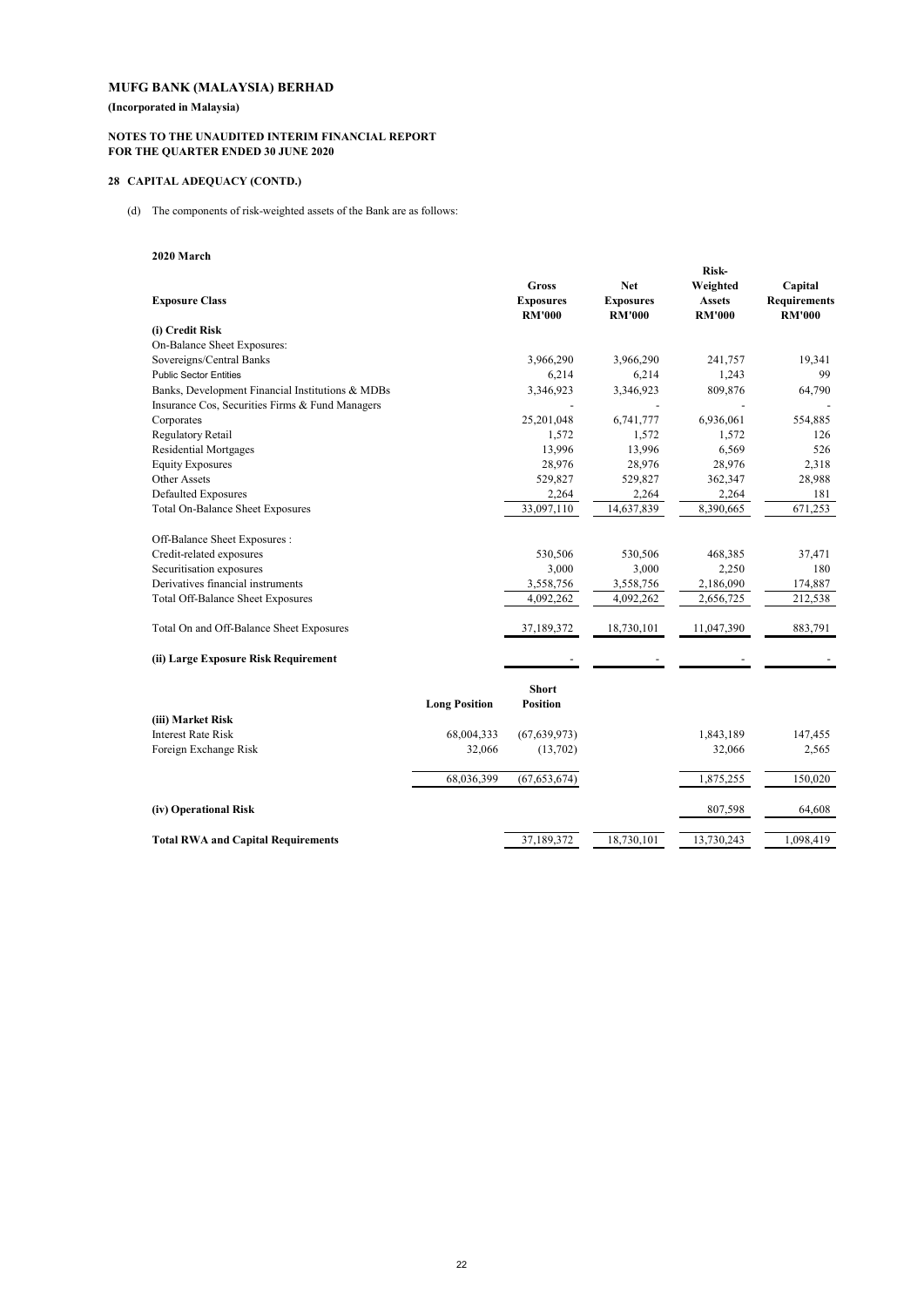# MUFG BANK (MALAYSIA) BERHAD

**(Incorporated in Malaysia)**

**NOTES TO THE UNAUDITED INTERIM FINANCIAL REPORT**
**FOR THE QUARTER ENDED 30 JUNE 2020**

## 28 CAPITAL ADEQUACY (CONTD.)

(d) The components of risk-weighted assets of the Bank are as follows:

**2020 March**

| Exposure Class | | Gross Exposures RM'000 | Net Exposures RM'000 | Risk-Weighted Assets RM'000 | Capital Requirements RM'000 |
|---|---|---|---|---|---|
| **(i) Credit Risk** | | | | | |
| On-Balance Sheet Exposures: | | | | | |
| Sovereigns/Central Banks | | 3,966,290 | 3,966,290 | 241,757 | 19,341 |
| Public Sector Entities | | 6,214 | 6,214 | 1,243 | 99 |
| Banks, Development Financial Institutions & MDBs | | 3,346,923 | 3,346,923 | 809,876 | 64,790 |
| Insurance Cos, Securities Firms & Fund Managers | | - | - | - | - |
| Corporates | | 25,201,048 | 6,741,777 | 6,936,061 | 554,885 |
| Regulatory Retail | | 1,572 | 1,572 | 1,572 | 126 |
| Residential Mortgages | | 13,996 | 13,996 | 6,569 | 526 |
| Equity Exposures | | 28,976 | 28,976 | 28,976 | 2,318 |
| Other Assets | | 529,827 | 529,827 | 362,347 | 28,988 |
| Defaulted Exposures | | 2,264 | 2,264 | 2,264 | 181 |
| Total On-Balance Sheet Exposures | | 33,097,110 | 14,637,839 | 8,390,665 | 671,253 |
| Off-Balance Sheet Exposures : | | | | | |
| Credit-related exposures | | 530,506 | 530,506 | 468,385 | 37,471 |
| Securitisation exposures | | 3,000 | 3,000 | 2,250 | 180 |
| Derivatives financial instruments | | 3,558,756 | 3,558,756 | 2,186,090 | 174,887 |
| Total Off-Balance Sheet Exposures | | 4,092,262 | 4,092,262 | 2,656,725 | 212,538 |
| Total On and Off-Balance Sheet Exposures | | 37,189,372 | 18,730,101 | 11,047,390 | 883,791 |
| **(ii) Large Exposure Risk Requirement** | | - | - | - | - |
| | **Long Position** | **Short Position** | | | |
| **(iii) Market Risk** | | | | | |
| Interest Rate Risk | 68,004,333 | (67,639,973) | | 1,843,189 | 147,455 |
| Foreign Exchange Risk | 32,066 | (13,702) | | 32,066 | 2,565 |
| | 68,036,399 | (67,653,674) | | 1,875,255 | 150,020 |
| **(iv) Operational Risk** | | | | 807,598 | 64,608 |
| **Total RWA and Capital Requirements** | | 37,189,372 | 18,730,101 | 13,730,243 | 1,098,419 |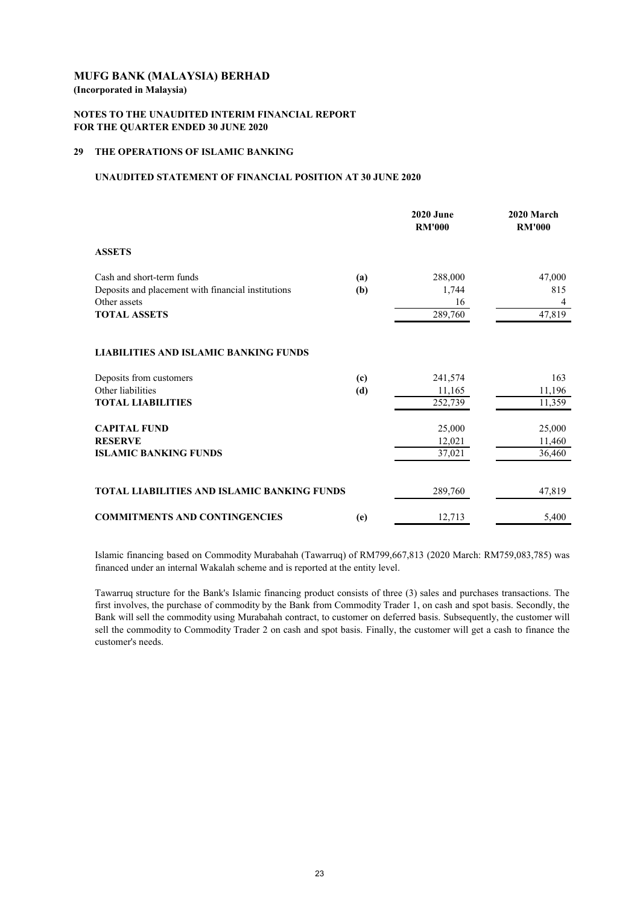**MUFG BANK (MALAYSIA) BERHAD**
**(Incorporated in Malaysia)**

**NOTES TO THE UNAUDITED INTERIM FINANCIAL REPORT**
**FOR THE QUARTER ENDED 30 JUNE 2020**

## 29 THE OPERATIONS OF ISLAMIC BANKING

### UNAUDITED STATEMENT OF FINANCIAL POSITION AT 30 JUNE 2020

| | | 2020 June RM'000 | 2020 March RM'000 |
|---|---|---|---|
| **ASSETS** | | | |
| Cash and short-term funds | (a) | 288,000 | 47,000 |
| Deposits and placement with financial institutions | (b) | 1,744 | 815 |
| Other assets | | 16 | 4 |
| **TOTAL ASSETS** | | 289,760 | 47,819 |
| **LIABILITIES AND ISLAMIC BANKING FUNDS** | | | |
| Deposits from customers | (c) | 241,574 | 163 |
| Other liabilities | (d) | 11,165 | 11,196 |
| **TOTAL LIABILITIES** | | 252,739 | 11,359 |
| **CAPITAL FUND** | | 25,000 | 25,000 |
| **RESERVE** | | 12,021 | 11,460 |
| **ISLAMIC BANKING FUNDS** | | 37,021 | 36,460 |
| **TOTAL LIABILITIES AND ISLAMIC BANKING FUNDS** | | 289,760 | 47,819 |
| **COMMITMENTS AND CONTINGENCIES** | (e) | 12,713 | 5,400 |

Islamic financing based on Commodity Murabahah (Tawarruq) of RM799,667,813 (2020 March: RM759,083,785) was financed under an internal Wakalah scheme and is reported at the entity level.

Tawarruq structure for the Bank's Islamic financing product consists of three (3) sales and purchases transactions. The first involves, the purchase of commodity by the Bank from Commodity Trader 1, on cash and spot basis. Secondly, the Bank will sell the commodity using Murabahah contract, to customer on deferred basis. Subsequently, the customer will sell the commodity to Commodity Trader 2 on cash and spot basis. Finally, the customer will get a cash to finance the customer's needs.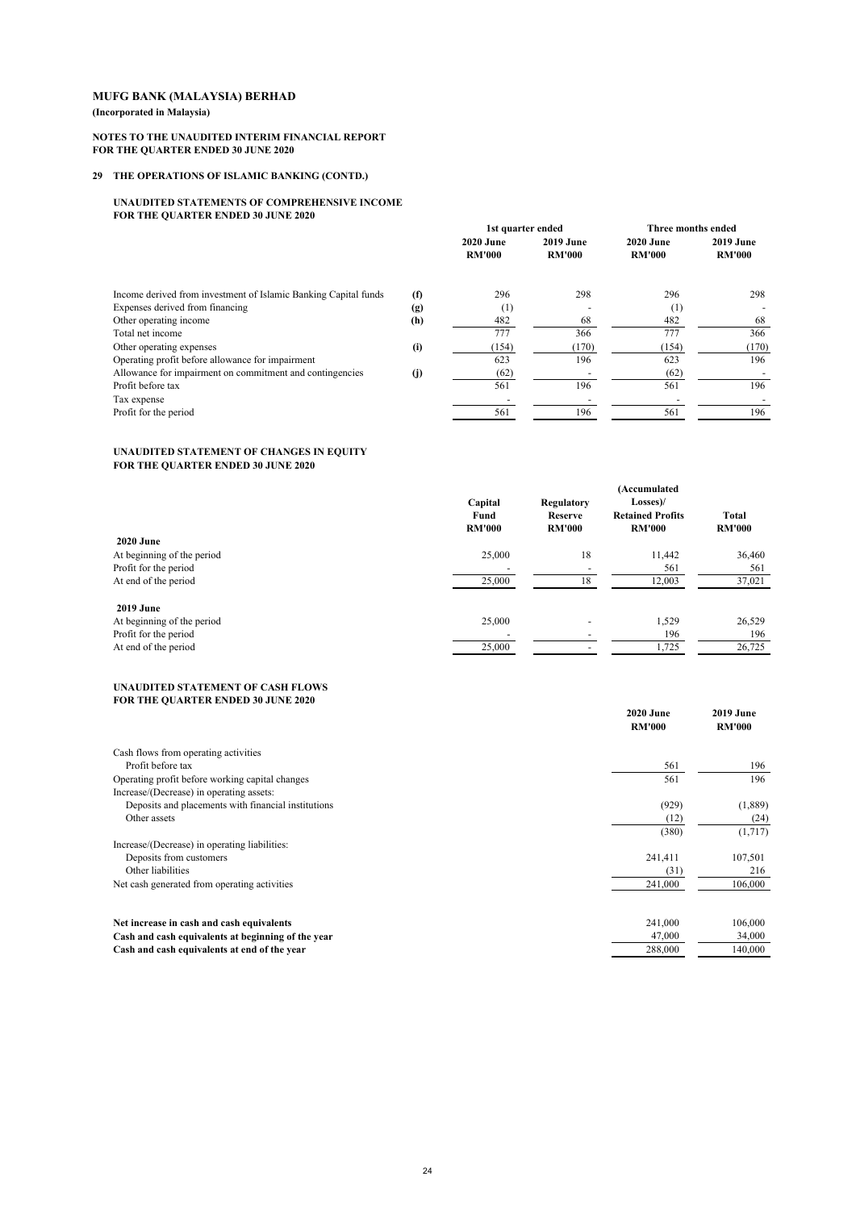# MUFG BANK (MALAYSIA) BERHAD

**(Incorporated in Malaysia)**

**NOTES TO THE UNAUDITED INTERIM FINANCIAL REPORT**
**FOR THE QUARTER ENDED 30 JUNE 2020**

## 29 THE OPERATIONS OF ISLAMIC BANKING (CONTD.)

### UNAUDITED STATEMENTS OF COMPREHENSIVE INCOME FOR THE QUARTER ENDED 30 JUNE 2020

| | | 1st quarter ended | | Three months ended | |
|---|---|---|---|---|---|
| | | **2020 June RM'000** | **2019 June RM'000** | **2020 June RM'000** | **2019 June RM'000** |
| Income derived from investment of Islamic Banking Capital funds | (f) | 296 | 298 | 296 | 298 |
| Expenses derived from financing | (g) | (1) | - | (1) | - |
| Other operating income | (h) | 482 | 68 | 482 | 68 |
| Total net income | | 777 | 366 | 777 | 366 |
| Other operating expenses | (i) | (154) | (170) | (154) | (170) |
| Operating profit before allowance for impairment | | 623 | 196 | 623 | 196 |
| Allowance for impairment on commitment and contingencies | (j) | (62) | - | (62) | - |
| Profit before tax | | 561 | 196 | 561 | 196 |
| Tax expense | | - | - | - | - |
| Profit for the period | | 561 | 196 | 561 | 196 |

### UNAUDITED STATEMENT OF CHANGES IN EQUITY FOR THE QUARTER ENDED 30 JUNE 2020

| | **Capital Fund RM'000** | **Regulatory Reserve RM'000** | **(Accumulated Losses)/ Retained Profits RM'000** | **Total RM'000** |
|---|---|---|---|---|
| **2020 June** | | | | |
| At beginning of the period | 25,000 | 18 | 11,442 | 36,460 |
| Profit for the period | - | - | 561 | 561 |
| At end of the period | 25,000 | 18 | 12,003 | 37,021 |
| **2019 June** | | | | |
| At beginning of the period | 25,000 | - | 1,529 | 26,529 |
| Profit for the period | - | - | 196 | 196 |
| At end of the period | 25,000 | - | 1,725 | 26,725 |

### UNAUDITED STATEMENT OF CASH FLOWS FOR THE QUARTER ENDED 30 JUNE 2020

| | **2020 June RM'000** | **2019 June RM'000** |
|---|---|---|
| Cash flows from operating activities | | |
| Profit before tax | 561 | 196 |
| Operating profit before working capital changes | 561 | 196 |
| Increase/(Decrease) in operating assets: | | |
| Deposits and placements with financial institutions | (929) | (1,889) |
| Other assets | (12) | (24) |
| | (380) | (1,717) |
| Increase/(Decrease) in operating liabilities: | | |
| Deposits from customers | 241,411 | 107,501 |
| Other liabilities | (31) | 216 |
| Net cash generated from operating activities | 241,000 | 106,000 |
| **Net increase in cash and cash equivalents** | 241,000 | 106,000 |
| **Cash and cash equivalents at beginning of the year** | 47,000 | 34,000 |
| **Cash and cash equivalents at end of the year** | 288,000 | 140,000 |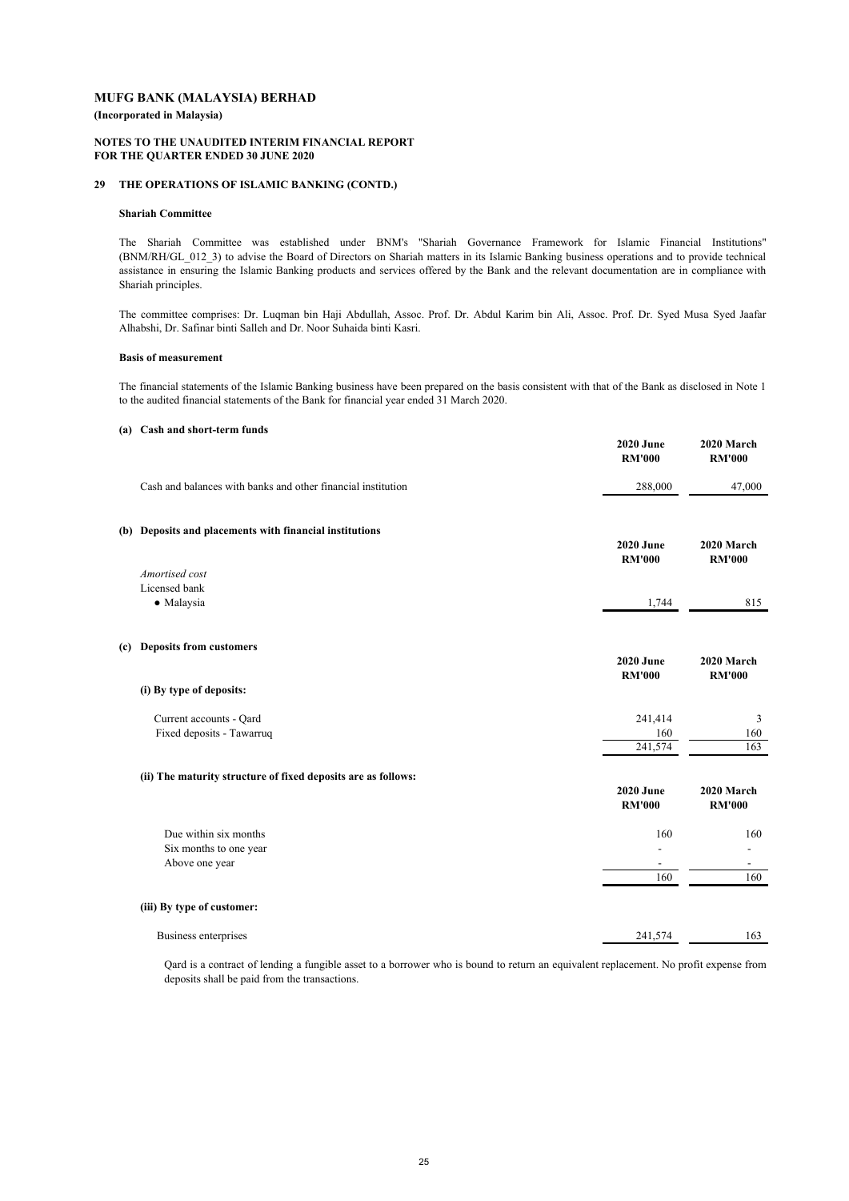**MUFG BANK (MALAYSIA) BERHAD**

**(Incorporated in Malaysia)**

**NOTES TO THE UNAUDITED INTERIM FINANCIAL REPORT**
**FOR THE QUARTER ENDED 30 JUNE 2020**

## 29 THE OPERATIONS OF ISLAMIC BANKING (CONTD.)

### Shariah Committee

The Shariah Committee was established under BNM's "Shariah Governance Framework for Islamic Financial Institutions" (BNM/RH/GL_012_3) to advise the Board of Directors on Shariah matters in its Islamic Banking business operations and to provide technical assistance in ensuring the Islamic Banking products and services offered by the Bank and the relevant documentation are in compliance with Shariah principles.

The committee comprises: Dr. Luqman bin Haji Abdullah, Assoc. Prof. Dr. Abdul Karim bin Ali, Assoc. Prof. Dr. Syed Musa Syed Jaafar Alhabshi, Dr. Safinar binti Salleh and Dr. Noor Suhaida binti Kasri.

### Basis of measurement

The financial statements of the Islamic Banking business have been prepared on the basis consistent with that of the Bank as disclosed in Note 1 to the audited financial statements of the Bank for financial year ended 31 March 2020.

### (a) Cash and short-term funds

| | 2020 June RM'000 | 2020 March RM'000 |
|---|---|---|
| Cash and balances with banks and other financial institution | 288,000 | 47,000 |

### (b) Deposits and placements with financial institutions

| | 2020 June RM'000 | 2020 March RM'000 |
|---|---|---|
| *Amortised cost* | | |
| Licensed bank | | |
| • Malaysia | 1,744 | 815 |

### (c) Deposits from customers

| | 2020 June RM'000 | 2020 March RM'000 |
|---|---|---|
| **(i) By type of deposits:** | | |
| Current accounts - Qard | 241,414 | 3 |
| Fixed deposits - Tawarruq | 160 | 160 |
| | 241,574 | 163 |

**(ii) The maturity structure of fixed deposits are as follows:**

| | 2020 June RM'000 | 2020 March RM'000 |
|---|---|---|
| Due within six months | 160 | 160 |
| Six months to one year | - | - |
| Above one year | - | - |
| | 160 | 160 |

**(iii) By type of customer:**

| | 2020 June RM'000 | 2020 March RM'000 |
|---|---|---|
| Business enterprises | 241,574 | 163 |

Qard is a contract of lending a fungible asset to a borrower who is bound to return an equivalent replacement. No profit expense from deposits shall be paid from the transactions.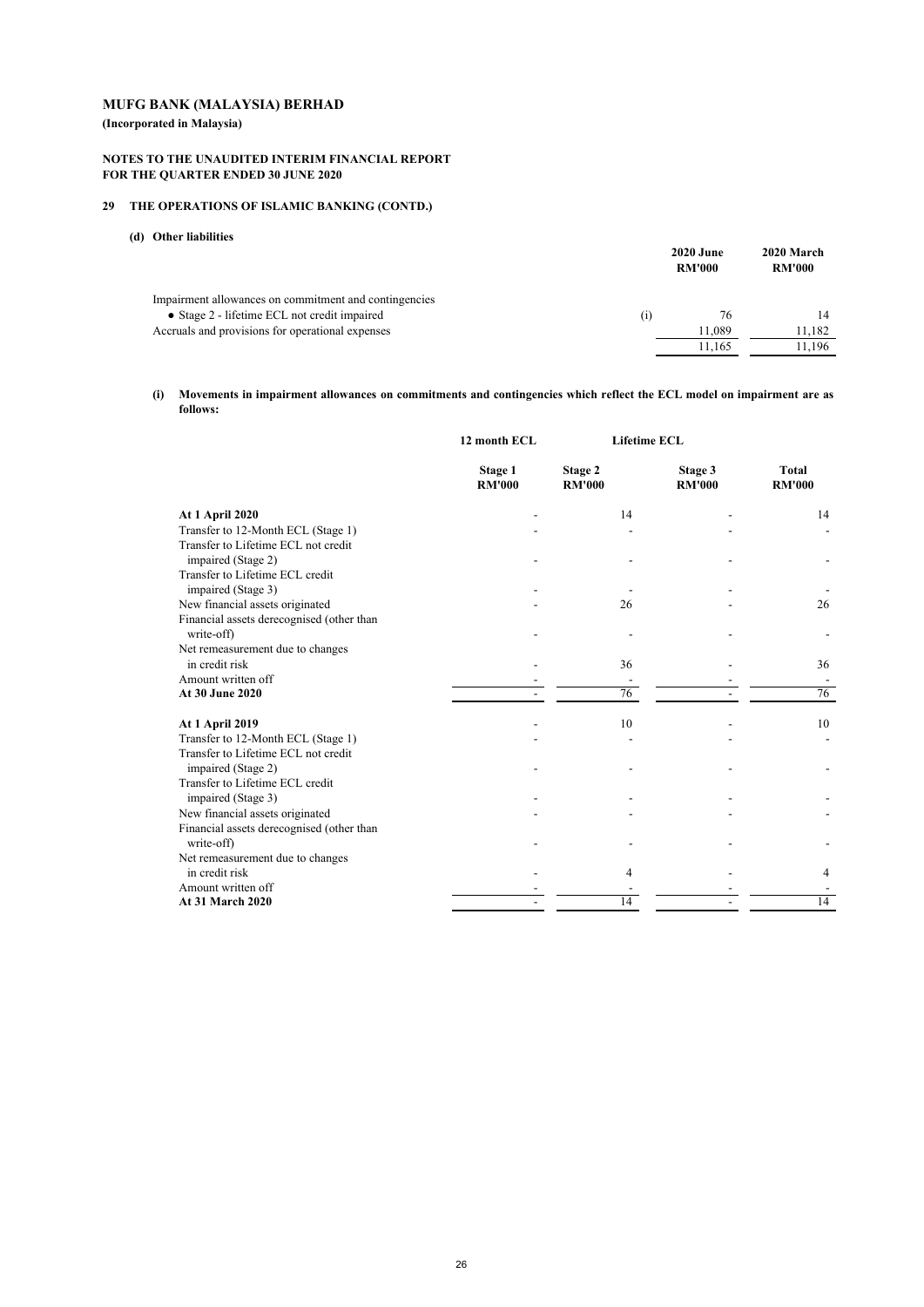# MUFG BANK (MALAYSIA) BERHAD

**(Incorporated in Malaysia)**

**NOTES TO THE UNAUDITED INTERIM FINANCIAL REPORT FOR THE QUARTER ENDED 30 JUNE 2020**

## 29 THE OPERATIONS OF ISLAMIC BANKING (CONTD.)

### (d) Other liabilities

| | | 2020 June RM'000 | 2020 March RM'000 |
|---|---|---|---|
| Impairment allowances on commitment and contingencies | | | |
| • Stage 2 - lifetime ECL not credit impaired | (i) | 76 | 14 |
| Accruals and provisions for operational expenses | | 11,089 | 11,182 |
| | | 11,165 | 11,196 |

**(i) Movements in impairment allowances on commitments and contingencies which reflect the ECL model on impairment are as follows:**

| | 12 month ECL | Lifetime ECL | | |
|---|---|---|---|---|
| | Stage 1 RM'000 | Stage 2 RM'000 | Stage 3 RM'000 | Total RM'000 |
| **At 1 April 2020** | - | 14 | - | 14 |
| Transfer to 12-Month ECL (Stage 1) | - | - | - | - |
| Transfer to Lifetime ECL not credit impaired (Stage 2) | - | - | - | - |
| Transfer to Lifetime ECL credit impaired (Stage 3) | - | - | - | - |
| New financial assets originated | - | 26 | - | 26 |
| Financial assets derecognised (other than write-off) | - | - | - | - |
| Net remeasurement due to changes in credit risk | - | 36 | - | 36 |
| Amount written off | - | - | - | - |
| **At 30 June 2020** | - | 76 | - | 76 |
| | | | | |
| **At 1 April 2019** | - | 10 | - | 10 |
| Transfer to 12-Month ECL (Stage 1) | - | - | - | - |
| Transfer to Lifetime ECL not credit impaired (Stage 2) | - | - | - | - |
| Transfer to Lifetime ECL credit impaired (Stage 3) | - | - | - | - |
| New financial assets originated | - | - | - | - |
| Financial assets derecognised (other than write-off) | - | - | - | - |
| Net remeasurement due to changes in credit risk | - | 4 | - | 4 |
| Amount written off | - | - | - | - |
| **At 31 March 2020** | - | 14 | - | 14 |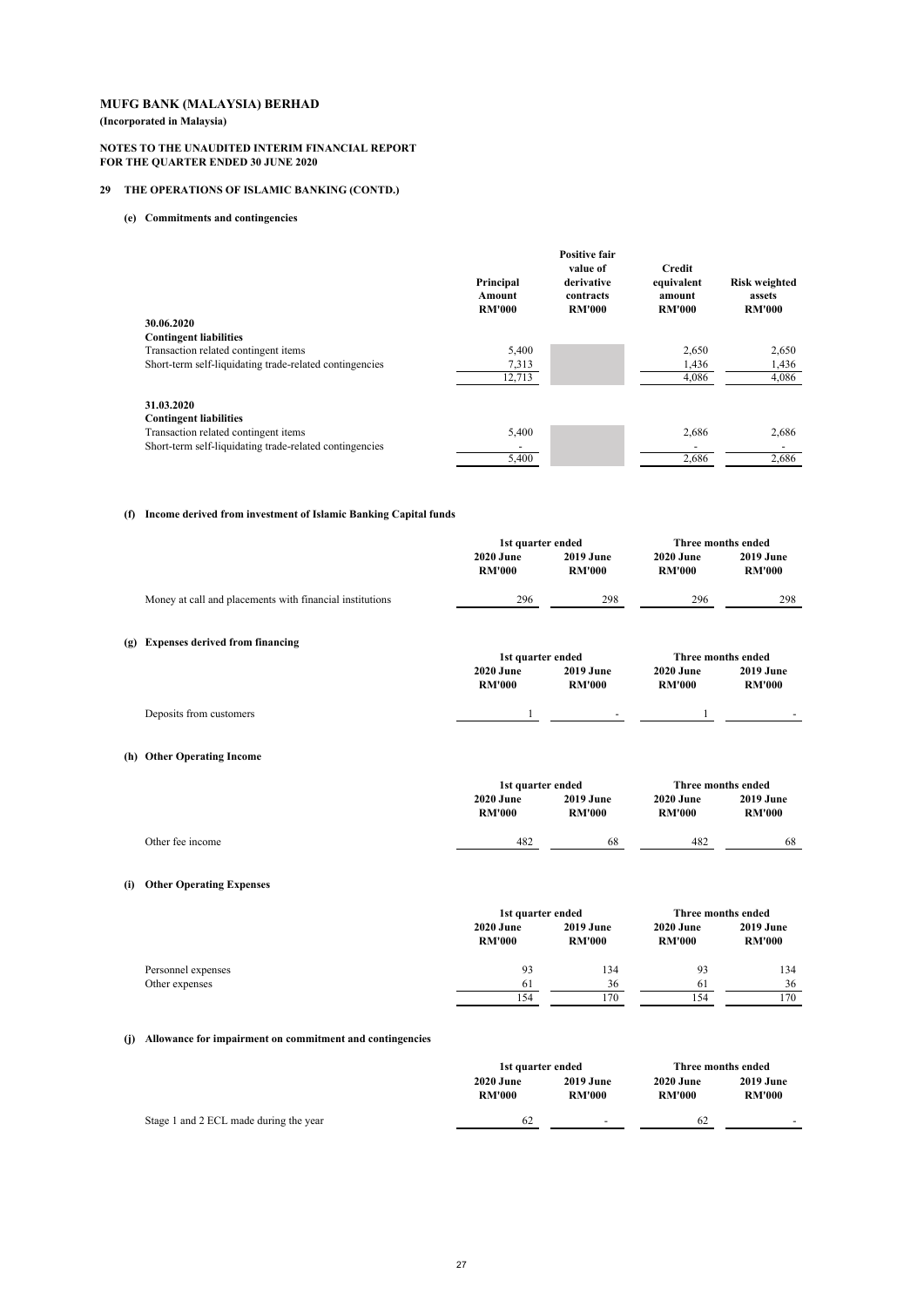# MUFG BANK (MALAYSIA) BERHAD

**(Incorporated in Malaysia)**

**NOTES TO THE UNAUDITED INTERIM FINANCIAL REPORT FOR THE QUARTER ENDED 30 JUNE 2020**

## 29 THE OPERATIONS OF ISLAMIC BANKING (CONTD.)

### (e) Commitments and contingencies

| | Principal Amount RM'000 | Positive fair value of derivative contracts RM'000 | Credit equivalent amount RM'000 | Risk weighted assets RM'000 |
|---|---|---|---|---|
| **30.06.2020** | | | | |
| **Contingent liabilities** | | | | |
| Transaction related contingent items | 5,400 | | 2,650 | 2,650 |
| Short-term self-liquidating trade-related contingencies | 7,313 | | 1,436 | 1,436 |
| | 12,713 | | 4,086 | 4,086 |
| **31.03.2020** | | | | |
| **Contingent liabilities** | | | | |
| Transaction related contingent items | 5,400 | | 2,686 | 2,686 |
| Short-term self-liquidating trade-related contingencies | - | | - | - |
| | 5,400 | | 2,686 | 2,686 |

### (f) Income derived from investment of Islamic Banking Capital funds

| | 1st quarter ended | | Three months ended | |
|---|---|---|---|---|
| | 2020 June RM'000 | 2019 June RM'000 | 2020 June RM'000 | 2019 June RM'000 |
| Money at call and placements with financial institutions | 296 | 298 | 296 | 298 |

### (g) Expenses derived from financing

| | 1st quarter ended | | Three months ended | |
|---|---|---|---|---|
| | 2020 June RM'000 | 2019 June RM'000 | 2020 June RM'000 | 2019 June RM'000 |
| Deposits from customers | 1 | - | 1 | - |

### (h) Other Operating Income

| | 1st quarter ended | | Three months ended | |
|---|---|---|---|---|
| | 2020 June RM'000 | 2019 June RM'000 | 2020 June RM'000 | 2019 June RM'000 |
| Other fee income | 482 | 68 | 482 | 68 |

### (i) Other Operating Expenses

| | 1st quarter ended | | Three months ended | |
|---|---|---|---|---|
| | 2020 June RM'000 | 2019 June RM'000 | 2020 June RM'000 | 2019 June RM'000 |
| Personnel expenses | 93 | 134 | 93 | 134 |
| Other expenses | 61 | 36 | 61 | 36 |
| | 154 | 170 | 154 | 170 |

### (j) Allowance for impairment on commitment and contingencies

| | 1st quarter ended | | Three months ended | |
|---|---|---|---|---|
| | 2020 June RM'000 | 2019 June RM'000 | 2020 June RM'000 | 2019 June RM'000 |
| Stage 1 and 2 ECL made during the year | 62 | - | 62 | - |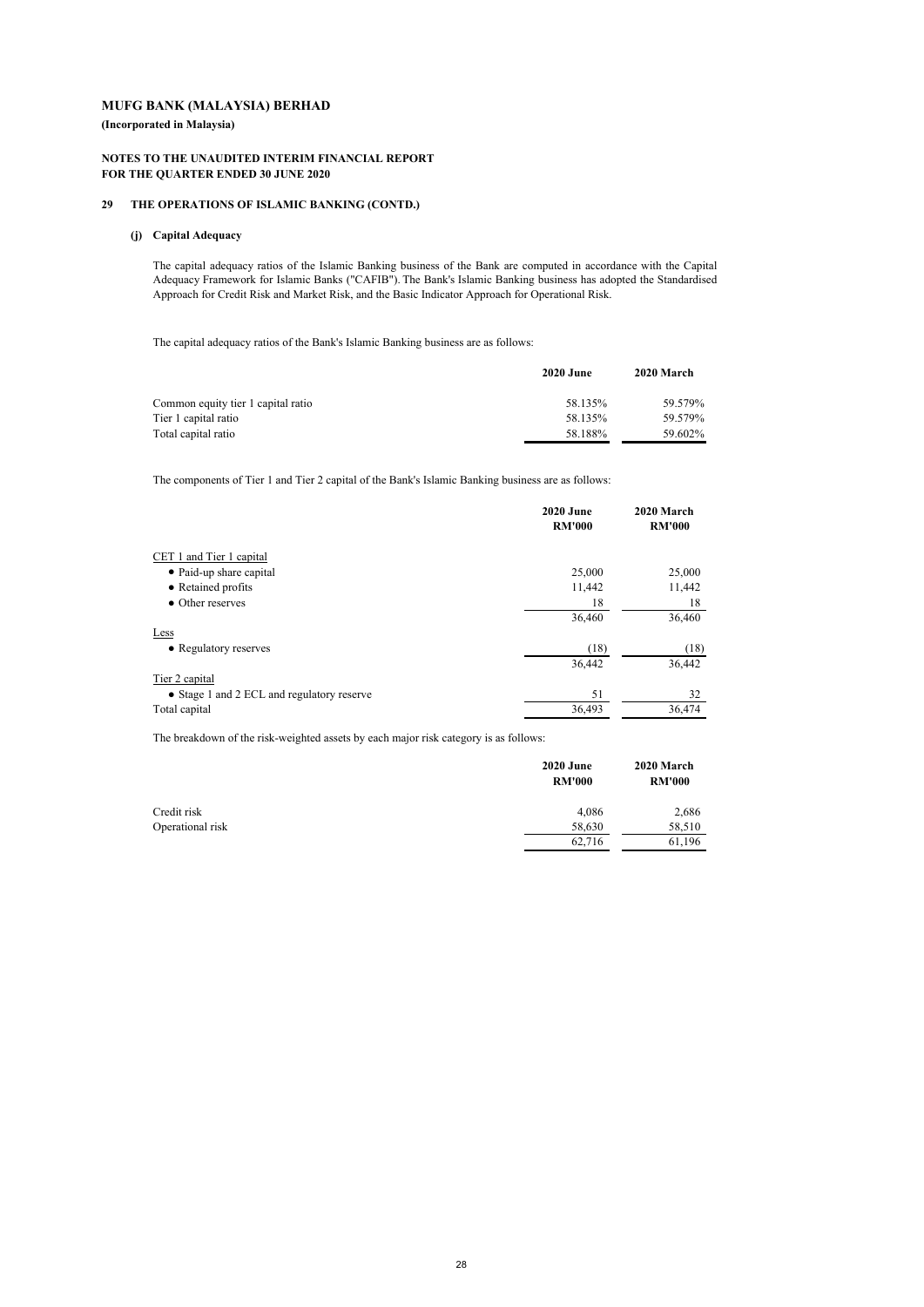# MUFG BANK (MALAYSIA) BERHAD

**(Incorporated in Malaysia)**

**NOTES TO THE UNAUDITED INTERIM FINANCIAL REPORT**
**FOR THE QUARTER ENDED 30 JUNE 2020**

## 29 THE OPERATIONS OF ISLAMIC BANKING (CONTD.)

### (j) Capital Adequacy

The capital adequacy ratios of the Islamic Banking business of the Bank are computed in accordance with the Capital Adequacy Framework for Islamic Banks ("CAFIB"). The Bank's Islamic Banking business has adopted the Standardised Approach for Credit Risk and Market Risk, and the Basic Indicator Approach for Operational Risk.

The capital adequacy ratios of the Bank's Islamic Banking business are as follows:

| | 2020 June | 2020 March |
|---|---|---|
| Common equity tier 1 capital ratio | 58.135% | 59.579% |
| Tier 1 capital ratio | 58.135% | 59.579% |
| Total capital ratio | 58.188% | 59.602% |

The components of Tier 1 and Tier 2 capital of the Bank's Islamic Banking business are as follows:

| | 2020 June RM'000 | 2020 March RM'000 |
|---|---|---|
| CET 1 and Tier 1 capital | | |
| • Paid-up share capital | 25,000 | 25,000 |
| • Retained profits | 11,442 | 11,442 |
| • Other reserves | 18 | 18 |
| | 36,460 | 36,460 |
| Less | | |
| • Regulatory reserves | (18) | (18) |
| | 36,442 | 36,442 |
| Tier 2 capital | | |
| • Stage 1 and 2 ECL and regulatory reserve | 51 | 32 |
| Total capital | 36,493 | 36,474 |

The breakdown of the risk-weighted assets by each major risk category is as follows:

| | 2020 June RM'000 | 2020 March RM'000 |
|---|---|---|
| Credit risk | 4,086 | 2,686 |
| Operational risk | 58,630 | 58,510 |
| | 62,716 | 61,196 |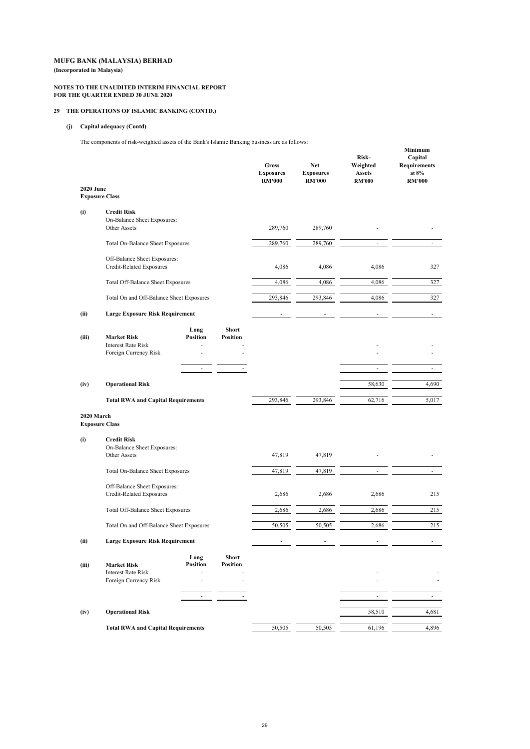**MUFG BANK (MALAYSIA) BERHAD**
**(Incorporated in Malaysia)**

**NOTES TO THE UNAUDITED INTERIM FINANCIAL REPORT**
**FOR THE QUARTER ENDED 30 JUNE 2020**

## 29 THE OPERATIONS OF ISLAMIC BANKING (CONTD.)

### (j) Capital adequacy (Contd)

The components of risk-weighted assets of the Bank's Islamic Banking business are as follows:

| | | Long Position | Short Position | Gross Exposures RM'000 | Net Exposures RM'000 | Risk-Weighted Assets RM'000 | Minimum Capital Requirements at 8% RM'000 |
|---|---|---|---|---|---|---|---|
| **2020 June** | | | | | | | |
| **Exposure Class** | | | | | | | |
| **(i)** | **Credit Risk** | | | | | | |
| | On-Balance Sheet Exposures: | | | | | | |
| | Other Assets | | | 289,760 | 289,760 | - | - |
| | Total On-Balance Sheet Exposures | | | 289,760 | 289,760 | - | - |
| | Off-Balance Sheet Exposures: | | | | | | |
| | Credit-Related Exposures | | | 4,086 | 4,086 | 4,086 | 327 |
| | Total Off-Balance Sheet Exposures | | | 4,086 | 4,086 | 4,086 | 327 |
| | Total On and Off-Balance Sheet Exposures | | | 293,846 | 293,846 | 4,086 | 327 |
| **(ii)** | **Large Exposure Risk Requirement** | | | - | - | - | - |
| **(iii)** | **Market Risk** | | | | | | |
| | Interest Rate Risk | - | - | | | - | - |
| | Foreign Currency Risk | - | - | | | - | - |
| | | - | - | | | - | - |
| **(iv)** | **Operational Risk** | | | | | 58,630 | 4,690 |
| | **Total RWA and Capital Requirements** | | | 293,846 | 293,846 | 62,716 | 5,017 |
| **2020 March** | | | | | | | |
| **Exposure Class** | | | | | | | |
| **(i)** | **Credit Risk** | | | | | | |
| | On-Balance Sheet Exposures: | | | | | | |
| | Other Assets | | | 47,819 | 47,819 | - | - |
| | Total On-Balance Sheet Exposures | | | 47,819 | 47,819 | - | - |
| | Off-Balance Sheet Exposures: | | | | | | |
| | Credit-Related Exposures | | | 2,686 | 2,686 | 2,686 | 215 |
| | Total Off-Balance Sheet Exposures | | | 2,686 | 2,686 | 2,686 | 215 |
| | Total On and Off-Balance Sheet Exposures | | | 50,505 | 50,505 | 2,686 | 215 |
| **(ii)** | **Large Exposure Risk Requirement** | | | - | - | - | - |
| **(iii)** | **Market Risk** | | | | | | |
| | Interest Rate Risk | - | - | | | - | - |
| | Foreign Currency Risk | - | - | | | - | - |
| | | - | - | | | - | - |
| **(iv)** | **Operational Risk** | | | | | 58,510 | 4,681 |
| | **Total RWA and Capital Requirements** | | | 50,505 | 50,505 | 61,196 | 4,896 |